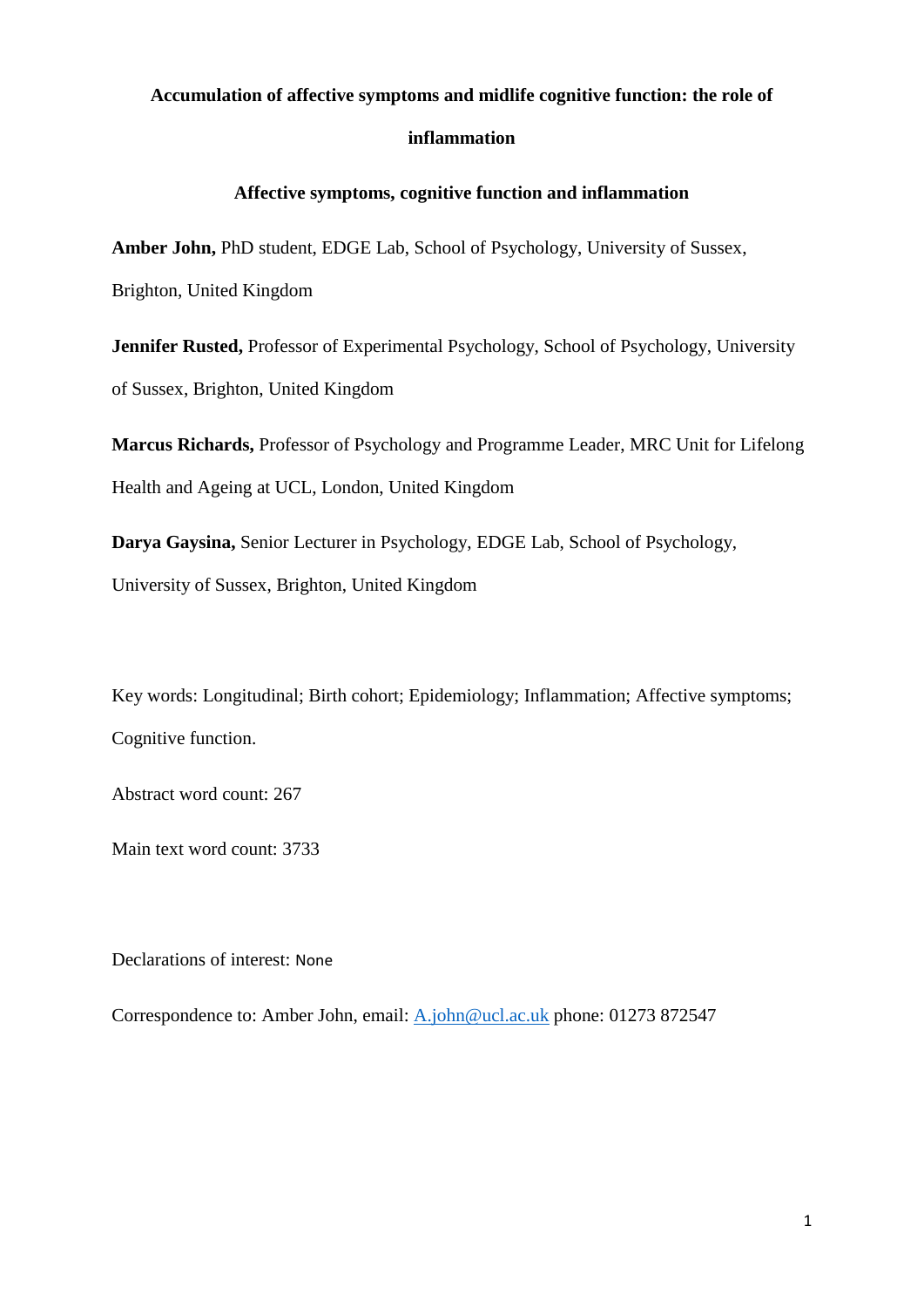# Accumulation of affective symptoms and midlife cognitive function: the role of inflammation

## Affective symptoms, cognitive function and inflammation

**Amber John,** PhD student, EDGE Lab, School of Psychology, University of Sussex, Brighton, United Kingdom

**Jennifer Rusted,** Professor of Experimental Psychology, School of Psychology, University of Sussex, Brighton, United Kingdom

**Marcus Richards,** Professor of Psychology and Programme Leader, MRC Unit for Lifelong Health and Ageing at UCL, London, United Kingdom

**Darya Gaysina,** Senior Lecturer in Psychology, EDGE Lab, School of Psychology, University of Sussex, Brighton, United Kingdom

Key words: Longitudinal; Birth cohort; Epidemiology; Inflammation; Affective symptoms; Cognitive function.

Abstract word count: 267

Main text word count: 3733

Declarations of interest: None

Correspondence to: Amber John, email: A.john@ucl.ac.uk phone: 01273 872547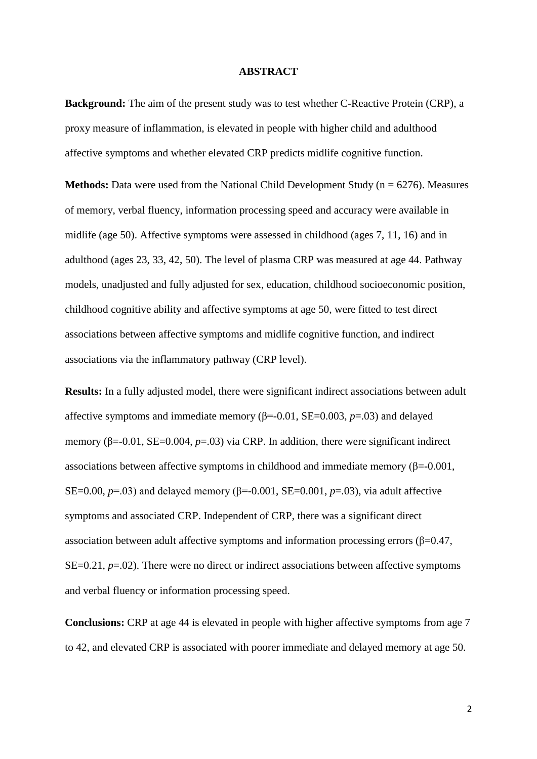# ABSTRACT

**Background:** The aim of the present study was to test whether C-Reactive Protein (CRP), a proxy measure of inflammation, is elevated in people with higher child and adulthood affective symptoms and whether elevated CRP predicts midlife cognitive function.

**Methods:** Data were used from the National Child Development Study (n = 6276). Measures of memory, verbal fluency, information processing speed and accuracy were available in midlife (age 50). Affective symptoms were assessed in childhood (ages 7, 11, 16) and in adulthood (ages 23, 33, 42, 50). The level of plasma CRP was measured at age 44. Pathway models, unadjusted and fully adjusted for sex, education, childhood socioeconomic position, childhood cognitive ability and affective symptoms at age 50, were fitted to test direct associations between affective symptoms and midlife cognitive function, and indirect associations via the inflammatory pathway (CRP level).

**Results:** In a fully adjusted model, there were significant indirect associations between adult affective symptoms and immediate memory ($\beta$=-0.01, SE=0.003, $p$=.03) and delayed memory ($\beta$=-0.01, SE=0.004, $p$=.03) via CRP. In addition, there were significant indirect associations between affective symptoms in childhood and immediate memory ($\beta$=-0.001, SE=0.00, $p$=.03) and delayed memory ($\beta$=-0.001, SE=0.001, $p$=.03), via adult affective symptoms and associated CRP. Independent of CRP, there was a significant direct association between adult affective symptoms and information processing errors ($\beta$=0.47, SE=0.21, $p$=.02). There were no direct or indirect associations between affective symptoms and verbal fluency or information processing speed.

**Conclusions:** CRP at age 44 is elevated in people with higher affective symptoms from age 7 to 42, and elevated CRP is associated with poorer immediate and delayed memory at age 50.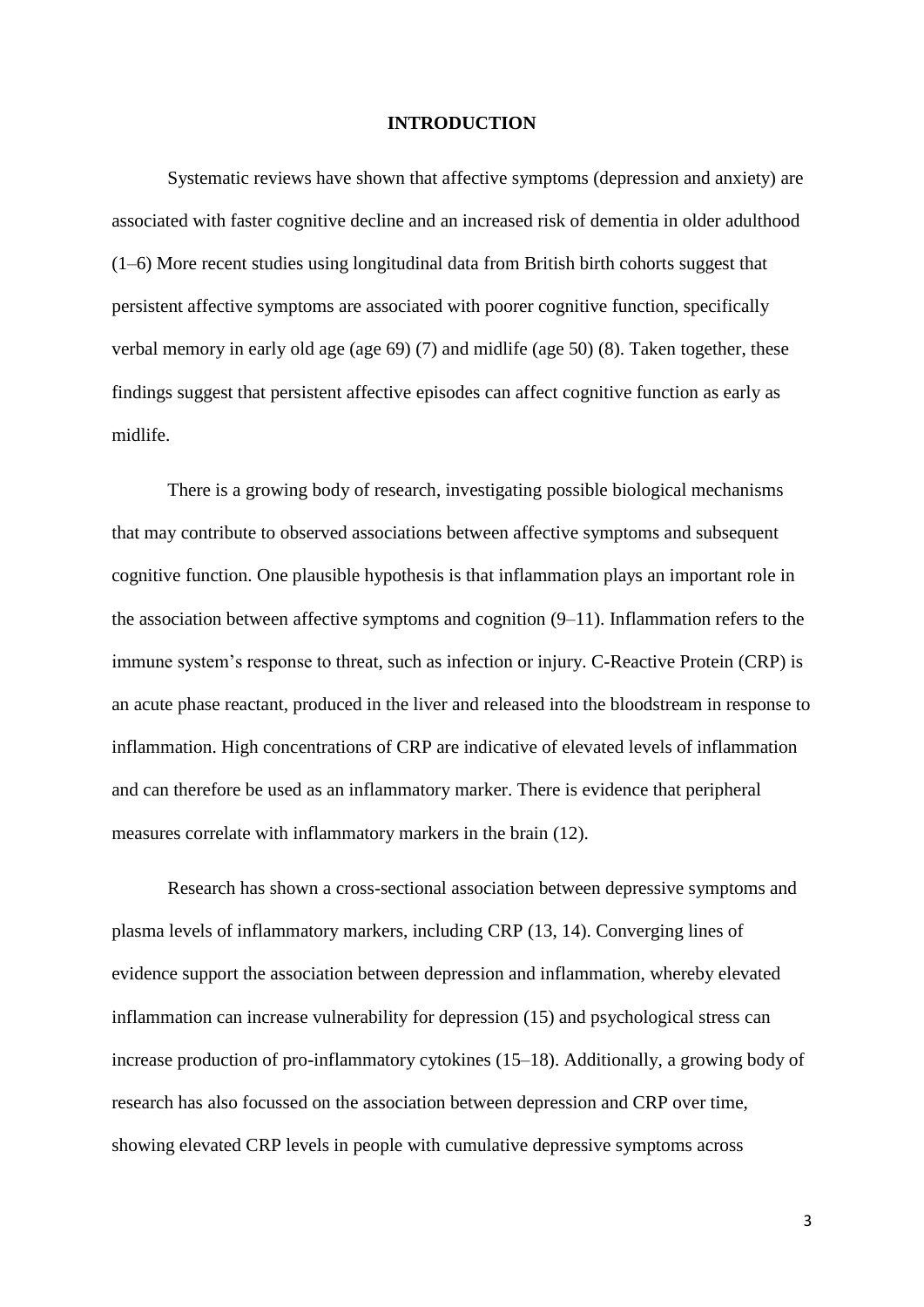# INTRODUCTION

Systematic reviews have shown that affective symptoms (depression and anxiety) are associated with faster cognitive decline and an increased risk of dementia in older adulthood (1–6) More recent studies using longitudinal data from British birth cohorts suggest that persistent affective symptoms are associated with poorer cognitive function, specifically verbal memory in early old age (age 69) (7) and midlife (age 50) (8). Taken together, these findings suggest that persistent affective episodes can affect cognitive function as early as midlife.

There is a growing body of research, investigating possible biological mechanisms that may contribute to observed associations between affective symptoms and subsequent cognitive function. One plausible hypothesis is that inflammation plays an important role in the association between affective symptoms and cognition (9–11). Inflammation refers to the immune system's response to threat, such as infection or injury. C-Reactive Protein (CRP) is an acute phase reactant, produced in the liver and released into the bloodstream in response to inflammation. High concentrations of CRP are indicative of elevated levels of inflammation and can therefore be used as an inflammatory marker. There is evidence that peripheral measures correlate with inflammatory markers in the brain (12).

Research has shown a cross-sectional association between depressive symptoms and plasma levels of inflammatory markers, including CRP (13, 14). Converging lines of evidence support the association between depression and inflammation, whereby elevated inflammation can increase vulnerability for depression (15) and psychological stress can increase production of pro-inflammatory cytokines (15–18). Additionally, a growing body of research has also focussed on the association between depression and CRP over time, showing elevated CRP levels in people with cumulative depressive symptoms across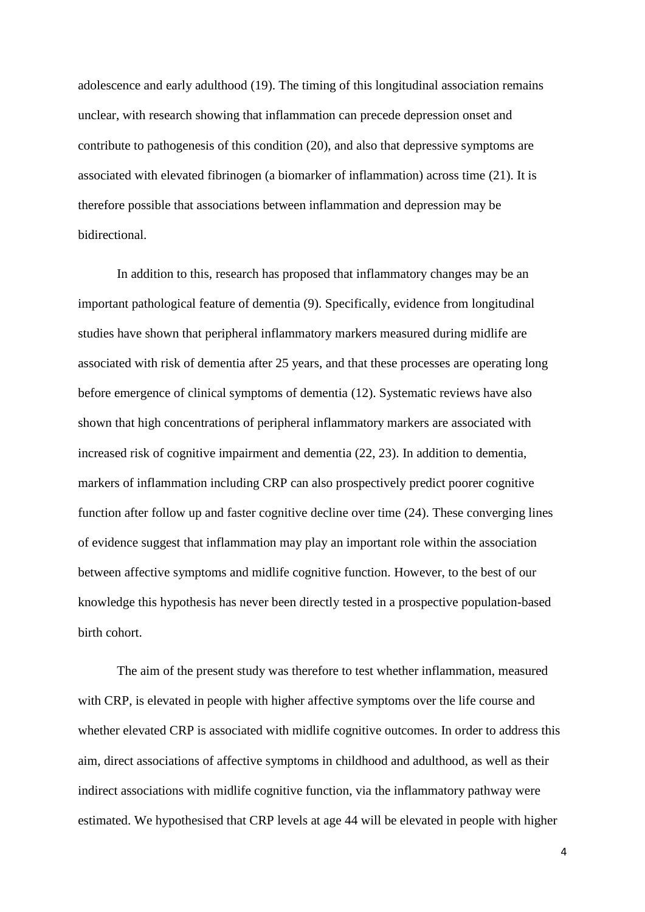adolescence and early adulthood (19). The timing of this longitudinal association remains unclear, with research showing that inflammation can precede depression onset and contribute to pathogenesis of this condition (20), and also that depressive symptoms are associated with elevated fibrinogen (a biomarker of inflammation) across time (21). It is therefore possible that associations between inflammation and depression may be bidirectional.

In addition to this, research has proposed that inflammatory changes may be an important pathological feature of dementia (9). Specifically, evidence from longitudinal studies have shown that peripheral inflammatory markers measured during midlife are associated with risk of dementia after 25 years, and that these processes are operating long before emergence of clinical symptoms of dementia (12). Systematic reviews have also shown that high concentrations of peripheral inflammatory markers are associated with increased risk of cognitive impairment and dementia (22, 23). In addition to dementia, markers of inflammation including CRP can also prospectively predict poorer cognitive function after follow up and faster cognitive decline over time (24). These converging lines of evidence suggest that inflammation may play an important role within the association between affective symptoms and midlife cognitive function. However, to the best of our knowledge this hypothesis has never been directly tested in a prospective population-based birth cohort.

The aim of the present study was therefore to test whether inflammation, measured with CRP, is elevated in people with higher affective symptoms over the life course and whether elevated CRP is associated with midlife cognitive outcomes. In order to address this aim, direct associations of affective symptoms in childhood and adulthood, as well as their indirect associations with midlife cognitive function, via the inflammatory pathway were estimated. We hypothesised that CRP levels at age 44 will be elevated in people with higher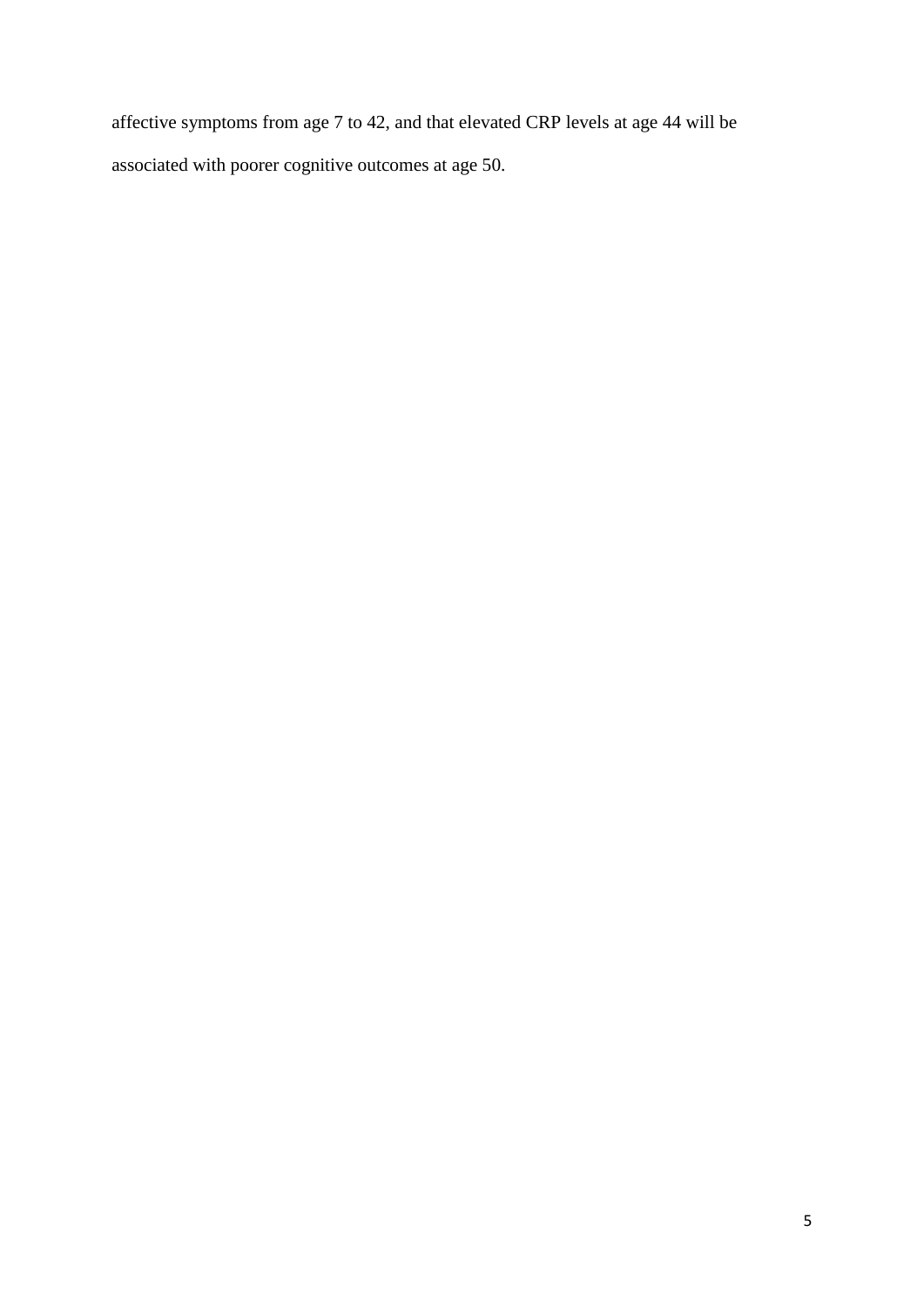affective symptoms from age 7 to 42, and that elevated CRP levels at age 44 will be associated with poorer cognitive outcomes at age 50.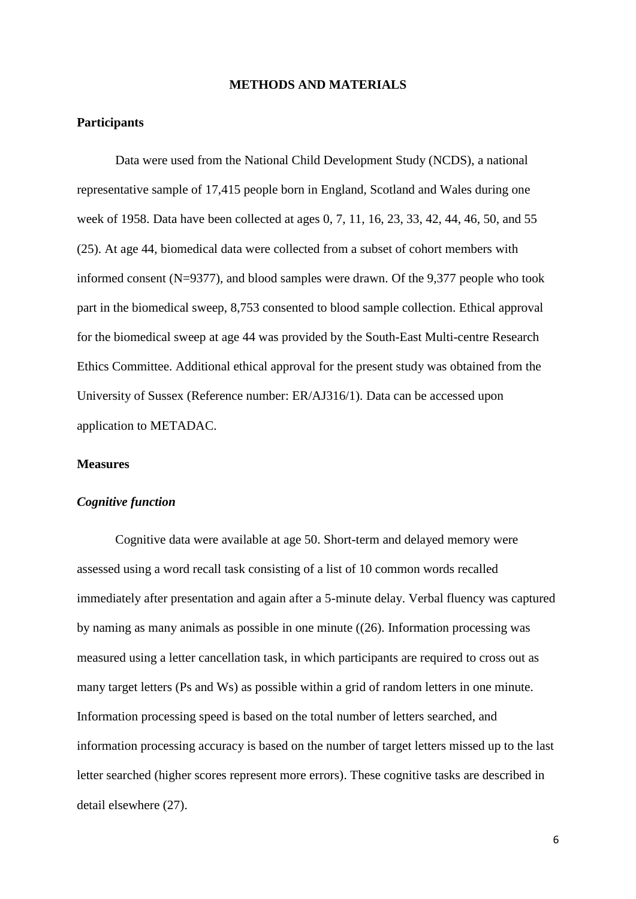# METHODS AND MATERIALS

## Participants

Data were used from the National Child Development Study (NCDS), a national representative sample of 17,415 people born in England, Scotland and Wales during one week of 1958. Data have been collected at ages 0, 7, 11, 16, 23, 33, 42, 44, 46, 50, and 55 (25). At age 44, biomedical data were collected from a subset of cohort members with informed consent (N=9377), and blood samples were drawn. Of the 9,377 people who took part in the biomedical sweep, 8,753 consented to blood sample collection. Ethical approval for the biomedical sweep at age 44 was provided by the South-East Multi-centre Research Ethics Committee. Additional ethical approval for the present study was obtained from the University of Sussex (Reference number: ER/AJ316/1). Data can be accessed upon application to METADAC.

## Measures

### *Cognitive function*

Cognitive data were available at age 50. Short-term and delayed memory were assessed using a word recall task consisting of a list of 10 common words recalled immediately after presentation and again after a 5-minute delay. Verbal fluency was captured by naming as many animals as possible in one minute ((26). Information processing was measured using a letter cancellation task, in which participants are required to cross out as many target letters (Ps and Ws) as possible within a grid of random letters in one minute. Information processing speed is based on the total number of letters searched, and information processing accuracy is based on the number of target letters missed up to the last letter searched (higher scores represent more errors). These cognitive tasks are described in detail elsewhere (27).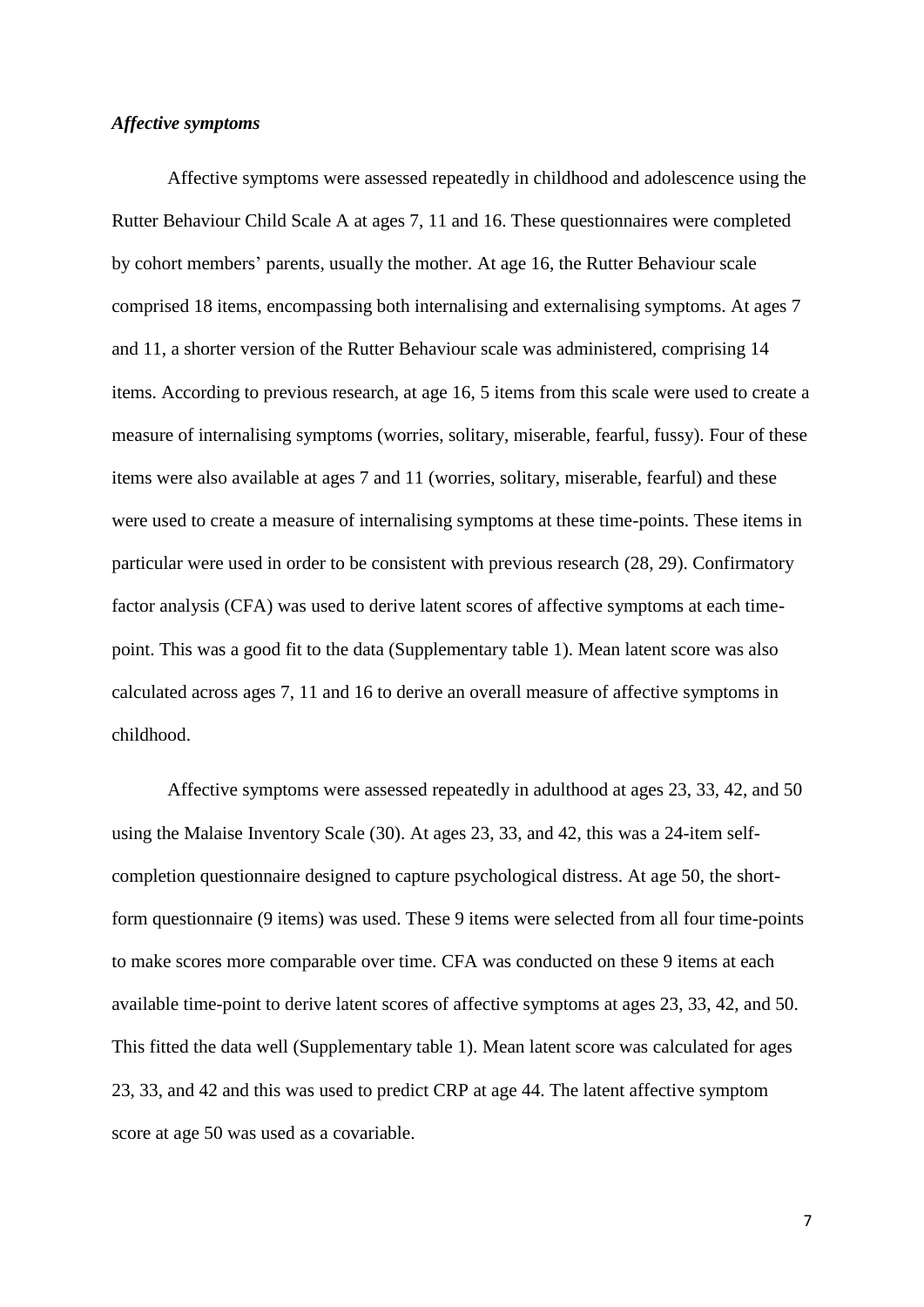*Affective symptoms*

Affective symptoms were assessed repeatedly in childhood and adolescence using the Rutter Behaviour Child Scale A at ages 7, 11 and 16. These questionnaires were completed by cohort members' parents, usually the mother. At age 16, the Rutter Behaviour scale comprised 18 items, encompassing both internalising and externalising symptoms. At ages 7 and 11, a shorter version of the Rutter Behaviour scale was administered, comprising 14 items. According to previous research, at age 16, 5 items from this scale were used to create a measure of internalising symptoms (worries, solitary, miserable, fearful, fussy). Four of these items were also available at ages 7 and 11 (worries, solitary, miserable, fearful) and these were used to create a measure of internalising symptoms at these time-points. These items in particular were used in order to be consistent with previous research (28, 29). Confirmatory factor analysis (CFA) was used to derive latent scores of affective symptoms at each time-point. This was a good fit to the data (Supplementary table 1). Mean latent score was also calculated across ages 7, 11 and 16 to derive an overall measure of affective symptoms in childhood.

Affective symptoms were assessed repeatedly in adulthood at ages 23, 33, 42, and 50 using the Malaise Inventory Scale (30). At ages 23, 33, and 42, this was a 24-item self-completion questionnaire designed to capture psychological distress. At age 50, the short-form questionnaire (9 items) was used. These 9 items were selected from all four time-points to make scores more comparable over time. CFA was conducted on these 9 items at each available time-point to derive latent scores of affective symptoms at ages 23, 33, 42, and 50. This fitted the data well (Supplementary table 1). Mean latent score was calculated for ages 23, 33, and 42 and this was used to predict CRP at age 44. The latent affective symptom score at age 50 was used as a covariable.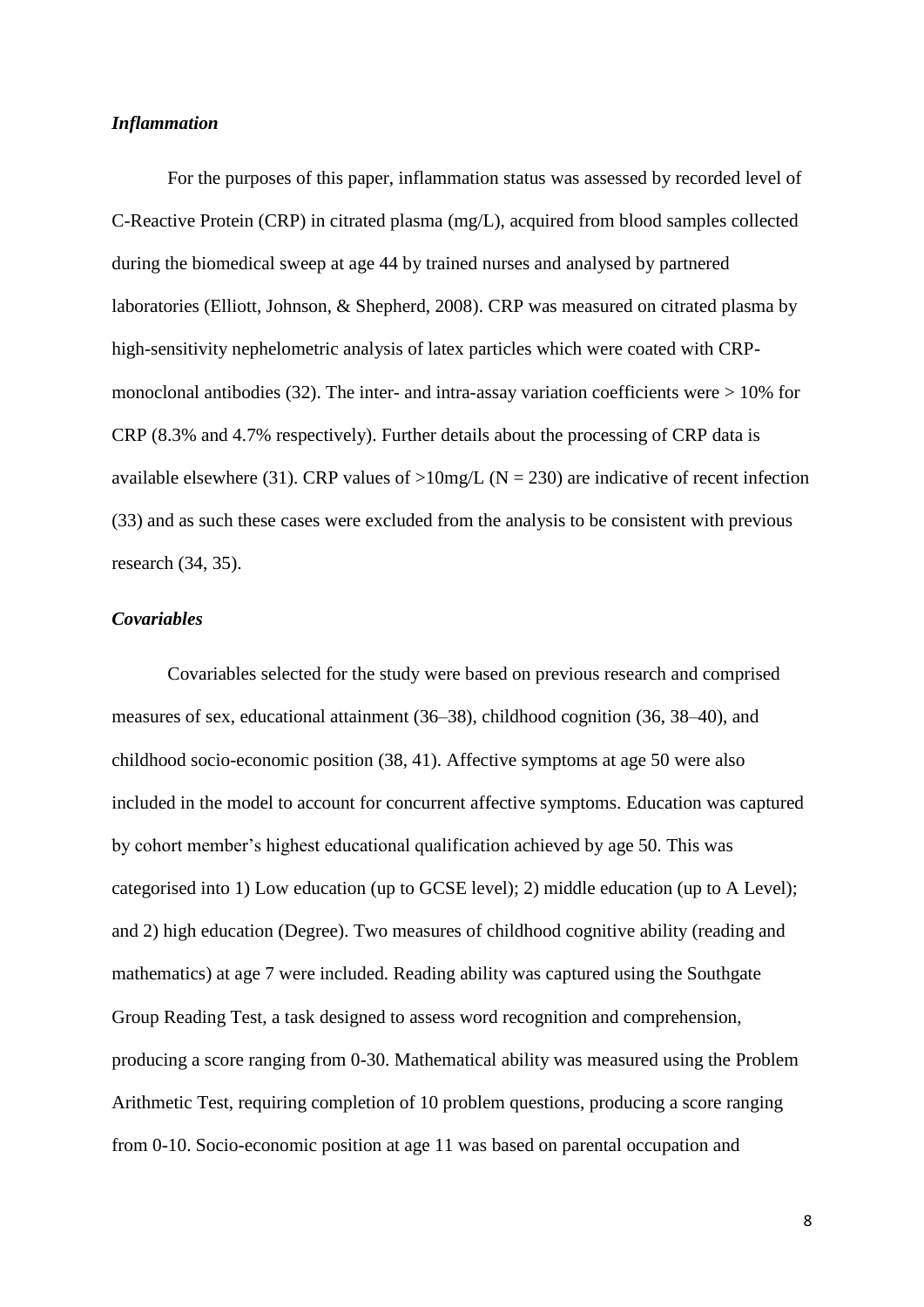### *Inflammation*

For the purposes of this paper, inflammation status was assessed by recorded level of C-Reactive Protein (CRP) in citrated plasma (mg/L), acquired from blood samples collected during the biomedical sweep at age 44 by trained nurses and analysed by partnered laboratories (Elliott, Johnson, & Shepherd, 2008). CRP was measured on citrated plasma by high-sensitivity nephelometric analysis of latex particles which were coated with CRP-monoclonal antibodies (32). The inter- and intra-assay variation coefficients were > 10% for CRP (8.3% and 4.7% respectively). Further details about the processing of CRP data is available elsewhere (31). CRP values of >10mg/L (N = 230) are indicative of recent infection (33) and as such these cases were excluded from the analysis to be consistent with previous research (34, 35).

### *Covariables*

Covariables selected for the study were based on previous research and comprised measures of sex, educational attainment (36–38), childhood cognition (36, 38–40), and childhood socio-economic position (38, 41). Affective symptoms at age 50 were also included in the model to account for concurrent affective symptoms. Education was captured by cohort member's highest educational qualification achieved by age 50. This was categorised into 1) Low education (up to GCSE level); 2) middle education (up to A Level); and 2) high education (Degree). Two measures of childhood cognitive ability (reading and mathematics) at age 7 were included. Reading ability was captured using the Southgate Group Reading Test, a task designed to assess word recognition and comprehension, producing a score ranging from 0-30. Mathematical ability was measured using the Problem Arithmetic Test, requiring completion of 10 problem questions, producing a score ranging from 0-10. Socio-economic position at age 11 was based on parental occupation and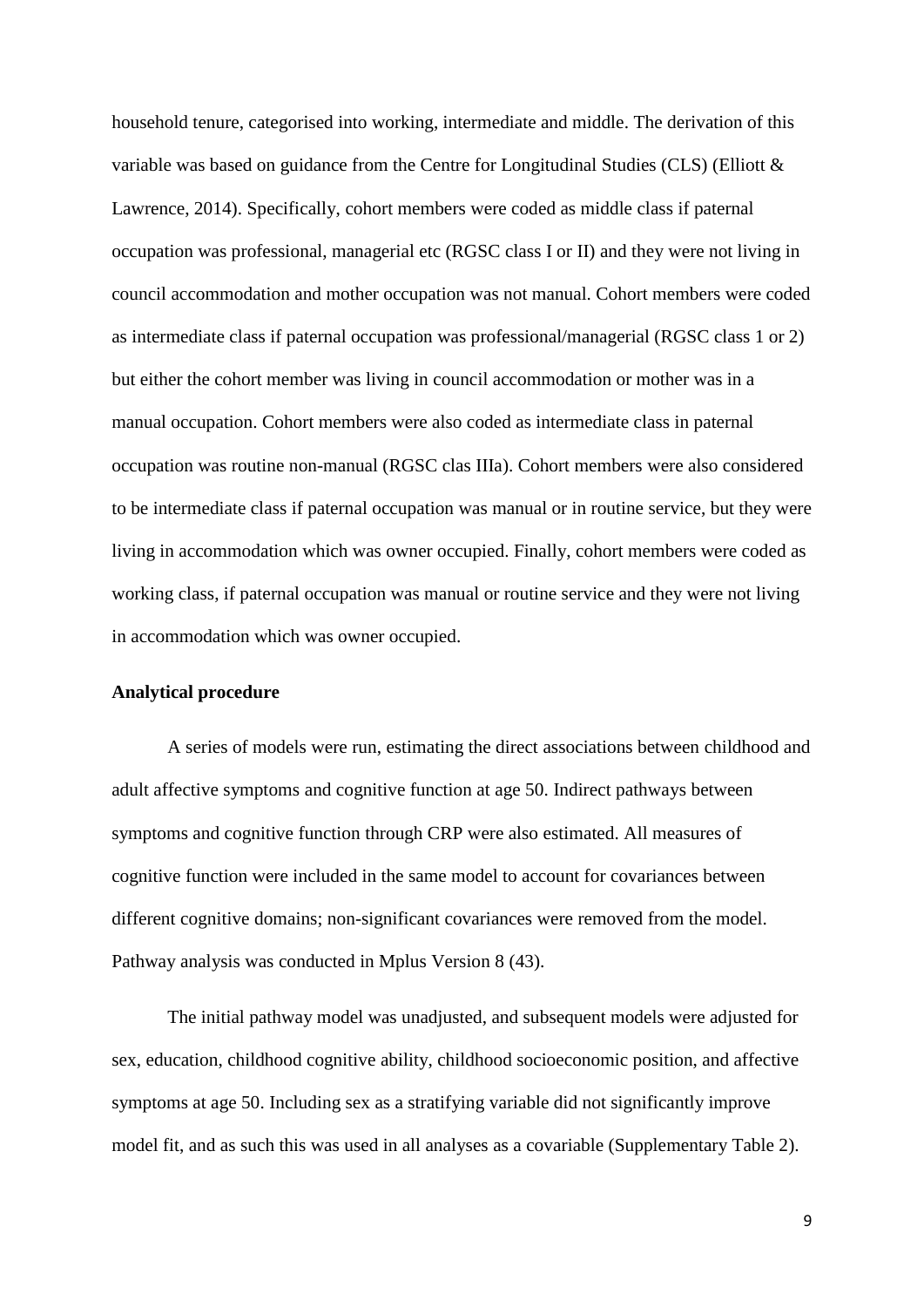household tenure, categorised into working, intermediate and middle. The derivation of this variable was based on guidance from the Centre for Longitudinal Studies (CLS) (Elliott & Lawrence, 2014). Specifically, cohort members were coded as middle class if paternal occupation was professional, managerial etc (RGSC class I or II) and they were not living in council accommodation and mother occupation was not manual. Cohort members were coded as intermediate class if paternal occupation was professional/managerial (RGSC class 1 or 2) but either the cohort member was living in council accommodation or mother was in a manual occupation. Cohort members were also coded as intermediate class in paternal occupation was routine non-manual (RGSC clas IIIa). Cohort members were also considered to be intermediate class if paternal occupation was manual or in routine service, but they were living in accommodation which was owner occupied. Finally, cohort members were coded as working class, if paternal occupation was manual or routine service and they were not living in accommodation which was owner occupied.

**Analytical procedure**

A series of models were run, estimating the direct associations between childhood and adult affective symptoms and cognitive function at age 50. Indirect pathways between symptoms and cognitive function through CRP were also estimated. All measures of cognitive function were included in the same model to account for covariances between different cognitive domains; non-significant covariances were removed from the model. Pathway analysis was conducted in Mplus Version 8 (43).

The initial pathway model was unadjusted, and subsequent models were adjusted for sex, education, childhood cognitive ability, childhood socioeconomic position, and affective symptoms at age 50. Including sex as a stratifying variable did not significantly improve model fit, and as such this was used in all analyses as a covariable (Supplementary Table 2).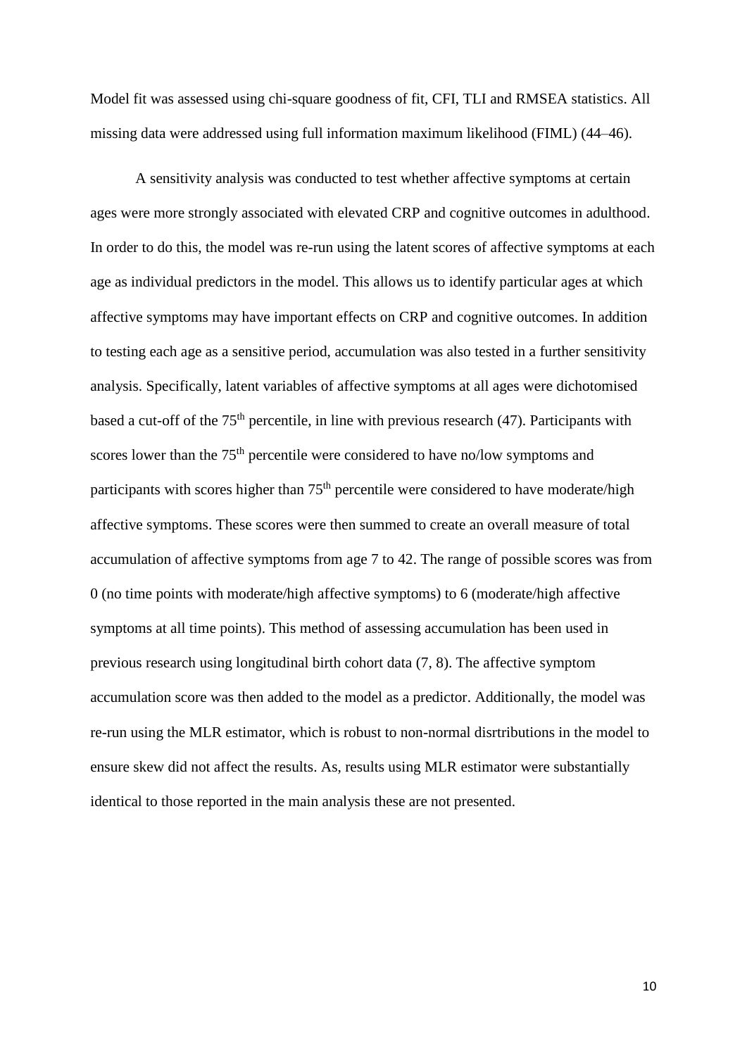Model fit was assessed using chi-square goodness of fit, CFI, TLI and RMSEA statistics. All missing data were addressed using full information maximum likelihood (FIML) (44–46).

A sensitivity analysis was conducted to test whether affective symptoms at certain ages were more strongly associated with elevated CRP and cognitive outcomes in adulthood. In order to do this, the model was re-run using the latent scores of affective symptoms at each age as individual predictors in the model. This allows us to identify particular ages at which affective symptoms may have important effects on CRP and cognitive outcomes. In addition to testing each age as a sensitive period, accumulation was also tested in a further sensitivity analysis. Specifically, latent variables of affective symptoms at all ages were dichotomised based a cut-off of the 75$^{th}$ percentile, in line with previous research (47). Participants with scores lower than the 75$^{th}$ percentile were considered to have no/low symptoms and participants with scores higher than 75$^{th}$ percentile were considered to have moderate/high affective symptoms. These scores were then summed to create an overall measure of total accumulation of affective symptoms from age 7 to 42. The range of possible scores was from 0 (no time points with moderate/high affective symptoms) to 6 (moderate/high affective symptoms at all time points). This method of assessing accumulation has been used in previous research using longitudinal birth cohort data (7, 8). The affective symptom accumulation score was then added to the model as a predictor. Additionally, the model was re-run using the MLR estimator, which is robust to non-normal disrtributions in the model to ensure skew did not affect the results. As, results using MLR estimator were substantially identical to those reported in the main analysis these are not presented.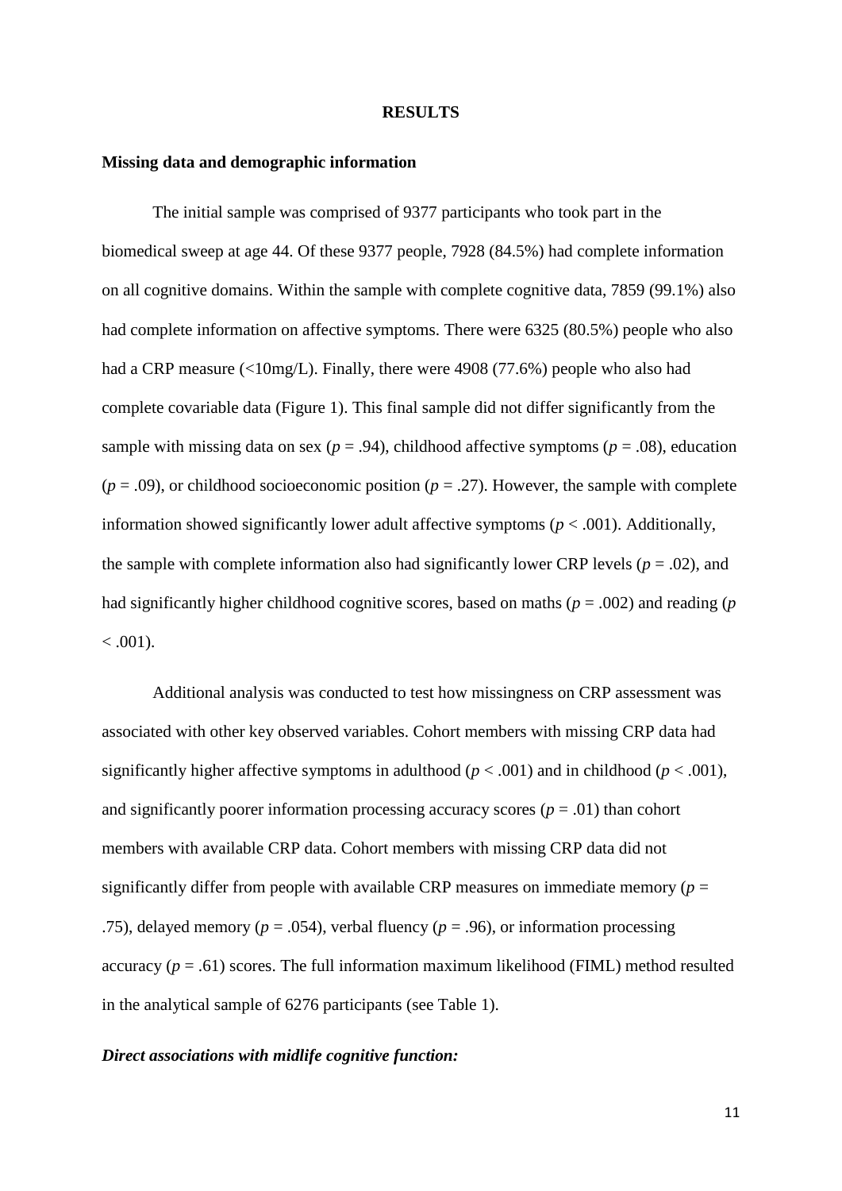# RESULTS

## Missing data and demographic information

The initial sample was comprised of 9377 participants who took part in the biomedical sweep at age 44. Of these 9377 people, 7928 (84.5%) had complete information on all cognitive domains. Within the sample with complete cognitive data, 7859 (99.1%) also had complete information on affective symptoms. There were 6325 (80.5%) people who also had a CRP measure (<10mg/L). Finally, there were 4908 (77.6%) people who also had complete covariable data (Figure 1). This final sample did not differ significantly from the sample with missing data on sex ($p = .94$), childhood affective symptoms ($p = .08$), education ($p = .09$), or childhood socioeconomic position ($p = .27$). However, the sample with complete information showed significantly lower adult affective symptoms ($p < .001$). Additionally, the sample with complete information also had significantly lower CRP levels ($p = .02$), and had significantly higher childhood cognitive scores, based on maths ($p = .002$) and reading ($p < .001$).

Additional analysis was conducted to test how missingness on CRP assessment was associated with other key observed variables. Cohort members with missing CRP data had significantly higher affective symptoms in adulthood ($p < .001$) and in childhood ($p < .001$), and significantly poorer information processing accuracy scores ($p = .01$) than cohort members with available CRP data. Cohort members with missing CRP data did not significantly differ from people with available CRP measures on immediate memory ($p = .75$), delayed memory ($p = .054$), verbal fluency ($p = .96$), or information processing accuracy ($p = .61$) scores. The full information maximum likelihood (FIML) method resulted in the analytical sample of 6276 participants (see Table 1).

### *Direct associations with midlife cognitive function:*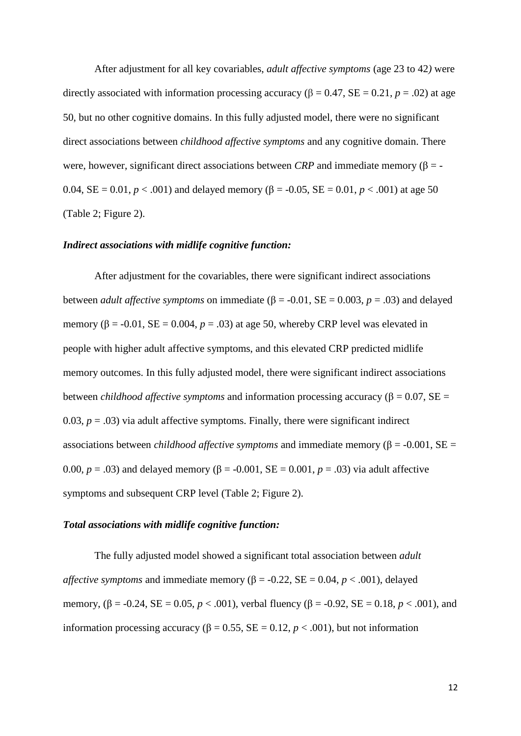After adjustment for all key covariables, *adult affective symptoms* (age 23 to 42*)* were directly associated with information processing accuracy ($\beta = 0.47$, SE = 0.21, $p = .02$) at age 50, but no other cognitive domains. In this fully adjusted model, there were no significant direct associations between *childhood affective symptoms* and any cognitive domain. There were, however, significant direct associations between *CRP* and immediate memory ($\beta = -0.04$, SE = 0.01, $p < .001$) and delayed memory ($\beta = -0.05$, SE = 0.01, $p < .001$) at age 50 (Table 2; Figure 2).

### *Indirect associations with midlife cognitive function:*

After adjustment for the covariables, there were significant indirect associations between *adult affective symptoms* on immediate ($\beta = -0.01$, SE = 0.003, $p = .03$) and delayed memory ($\beta = -0.01$, SE = 0.004, $p = .03$) at age 50, whereby CRP level was elevated in people with higher adult affective symptoms, and this elevated CRP predicted midlife memory outcomes. In this fully adjusted model, there were significant indirect associations between *childhood affective symptoms* and information processing accuracy ($\beta = 0.07$, SE = 0.03, $p = .03$) via adult affective symptoms. Finally, there were significant indirect associations between *childhood affective symptoms* and immediate memory ($\beta = -0.001$, SE = 0.00, $p = .03$) and delayed memory ($\beta = -0.001$, SE = 0.001, $p = .03$) via adult affective symptoms and subsequent CRP level (Table 2; Figure 2).

### *Total associations with midlife cognitive function:*

The fully adjusted model showed a significant total association between *adult affective symptoms* and immediate memory ($\beta = -0.22$, SE = 0.04, $p < .001$), delayed memory, ($\beta = -0.24$, SE = 0.05, $p < .001$), verbal fluency ($\beta = -0.92$, SE = 0.18, $p < .001$), and information processing accuracy ($\beta = 0.55$, SE = 0.12, $p < .001$), but not information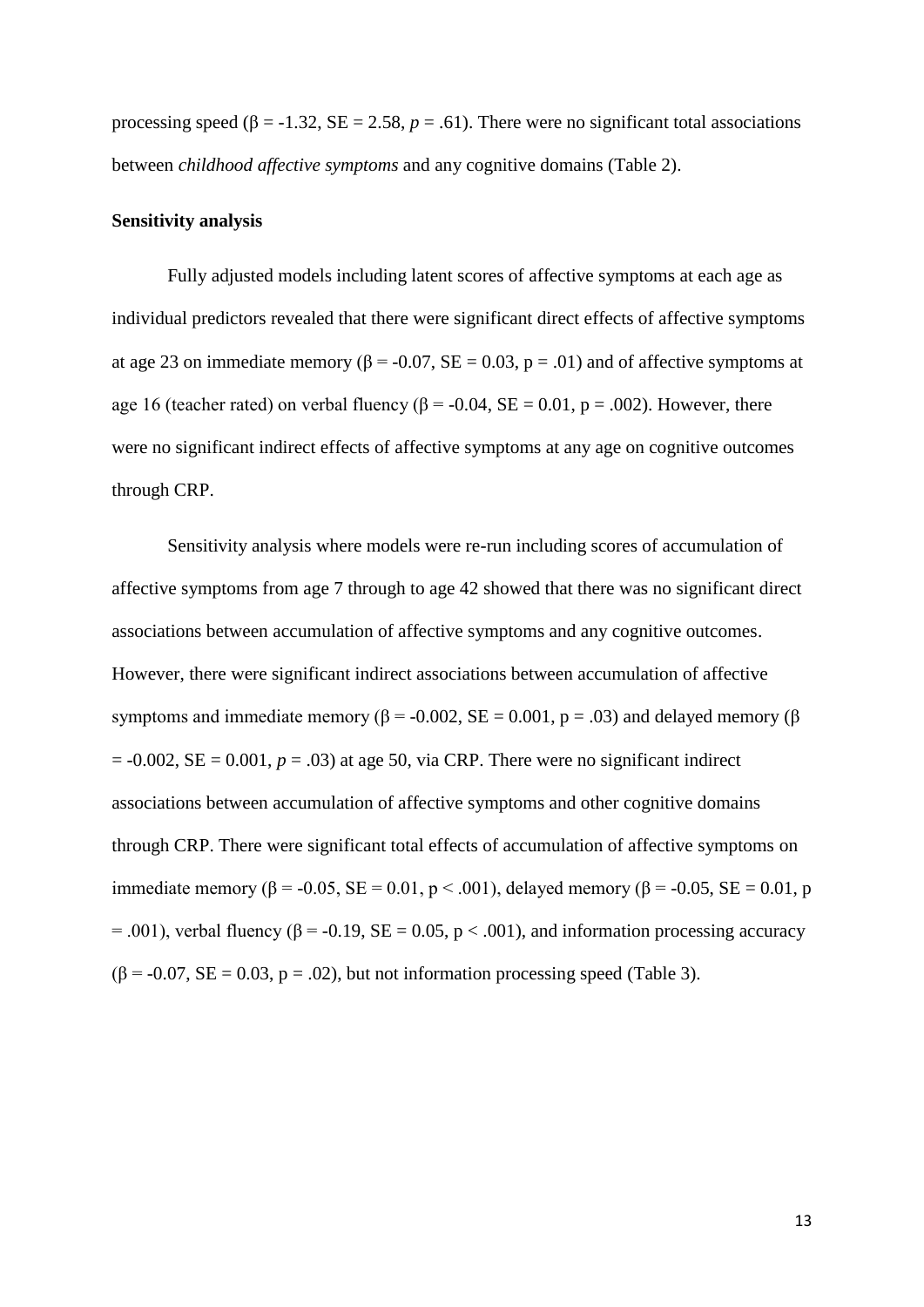processing speed ($\beta$ = -1.32, SE = 2.58, $p$ = .61). There were no significant total associations between *childhood affective symptoms* and any cognitive domains (Table 2).

**Sensitivity analysis**

Fully adjusted models including latent scores of affective symptoms at each age as individual predictors revealed that there were significant direct effects of affective symptoms at age 23 on immediate memory ($\beta$ = -0.07, SE = 0.03, p = .01) and of affective symptoms at age 16 (teacher rated) on verbal fluency ($\beta$ = -0.04, SE = 0.01, p = .002). However, there were no significant indirect effects of affective symptoms at any age on cognitive outcomes through CRP.

Sensitivity analysis where models were re-run including scores of accumulation of affective symptoms from age 7 through to age 42 showed that there was no significant direct associations between accumulation of affective symptoms and any cognitive outcomes. However, there were significant indirect associations between accumulation of affective symptoms and immediate memory ($\beta$ = -0.002, SE = 0.001, p = .03) and delayed memory ($\beta$ = -0.002, SE = 0.001, $p$ = .03) at age 50, via CRP. There were no significant indirect associations between accumulation of affective symptoms and other cognitive domains through CRP. There were significant total effects of accumulation of affective symptoms on immediate memory ($\beta$ = -0.05, SE = 0.01, p < .001), delayed memory ($\beta$ = -0.05, SE = 0.01, p = .001), verbal fluency ($\beta$ = -0.19, SE = 0.05, p < .001), and information processing accuracy ($\beta$ = -0.07, SE = 0.03, p = .02), but not information processing speed (Table 3).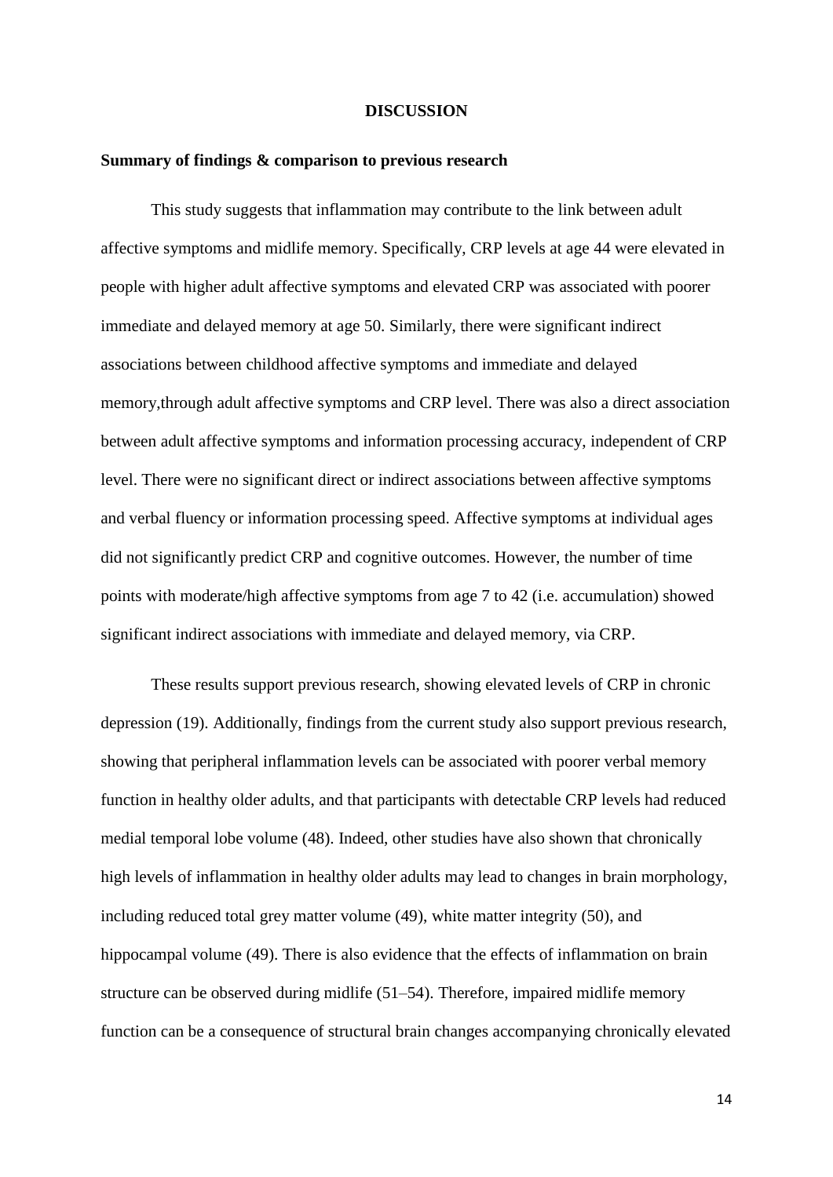# DISCUSSION

## Summary of findings & comparison to previous research

This study suggests that inflammation may contribute to the link between adult affective symptoms and midlife memory. Specifically, CRP levels at age 44 were elevated in people with higher adult affective symptoms and elevated CRP was associated with poorer immediate and delayed memory at age 50. Similarly, there were significant indirect associations between childhood affective symptoms and immediate and delayed memory,through adult affective symptoms and CRP level. There was also a direct association between adult affective symptoms and information processing accuracy, independent of CRP level. There were no significant direct or indirect associations between affective symptoms and verbal fluency or information processing speed. Affective symptoms at individual ages did not significantly predict CRP and cognitive outcomes. However, the number of time points with moderate/high affective symptoms from age 7 to 42 (i.e. accumulation) showed significant indirect associations with immediate and delayed memory, via CRP.

These results support previous research, showing elevated levels of CRP in chronic depression (19). Additionally, findings from the current study also support previous research, showing that peripheral inflammation levels can be associated with poorer verbal memory function in healthy older adults, and that participants with detectable CRP levels had reduced medial temporal lobe volume (48). Indeed, other studies have also shown that chronically high levels of inflammation in healthy older adults may lead to changes in brain morphology, including reduced total grey matter volume (49), white matter integrity (50), and hippocampal volume (49). There is also evidence that the effects of inflammation on brain structure can be observed during midlife (51–54). Therefore, impaired midlife memory function can be a consequence of structural brain changes accompanying chronically elevated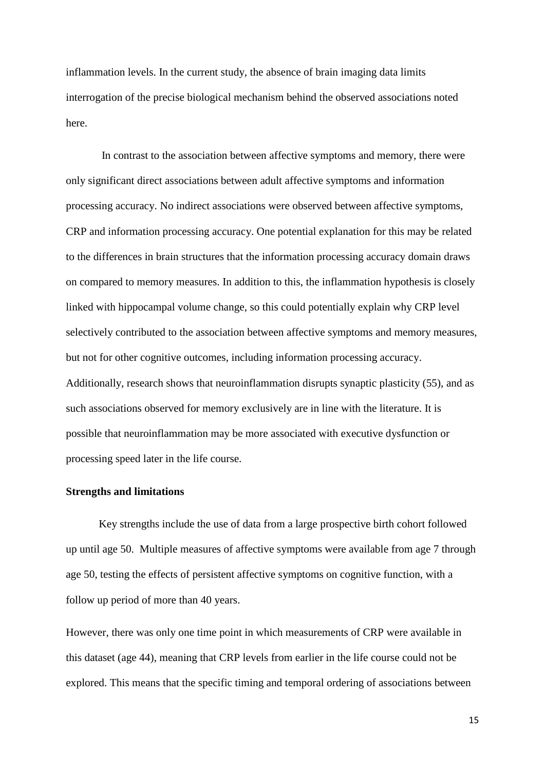inflammation levels. In the current study, the absence of brain imaging data limits interrogation of the precise biological mechanism behind the observed associations noted here.

In contrast to the association between affective symptoms and memory, there were only significant direct associations between adult affective symptoms and information processing accuracy. No indirect associations were observed between affective symptoms, CRP and information processing accuracy. One potential explanation for this may be related to the differences in brain structures that the information processing accuracy domain draws on compared to memory measures. In addition to this, the inflammation hypothesis is closely linked with hippocampal volume change, so this could potentially explain why CRP level selectively contributed to the association between affective symptoms and memory measures, but not for other cognitive outcomes, including information processing accuracy. Additionally, research shows that neuroinflammation disrupts synaptic plasticity (55), and as such associations observed for memory exclusively are in line with the literature. It is possible that neuroinflammation may be more associated with executive dysfunction or processing speed later in the life course.

**Strengths and limitations**

Key strengths include the use of data from a large prospective birth cohort followed up until age 50. Multiple measures of affective symptoms were available from age 7 through age 50, testing the effects of persistent affective symptoms on cognitive function, with a follow up period of more than 40 years.

However, there was only one time point in which measurements of CRP were available in this dataset (age 44), meaning that CRP levels from earlier in the life course could not be explored. This means that the specific timing and temporal ordering of associations between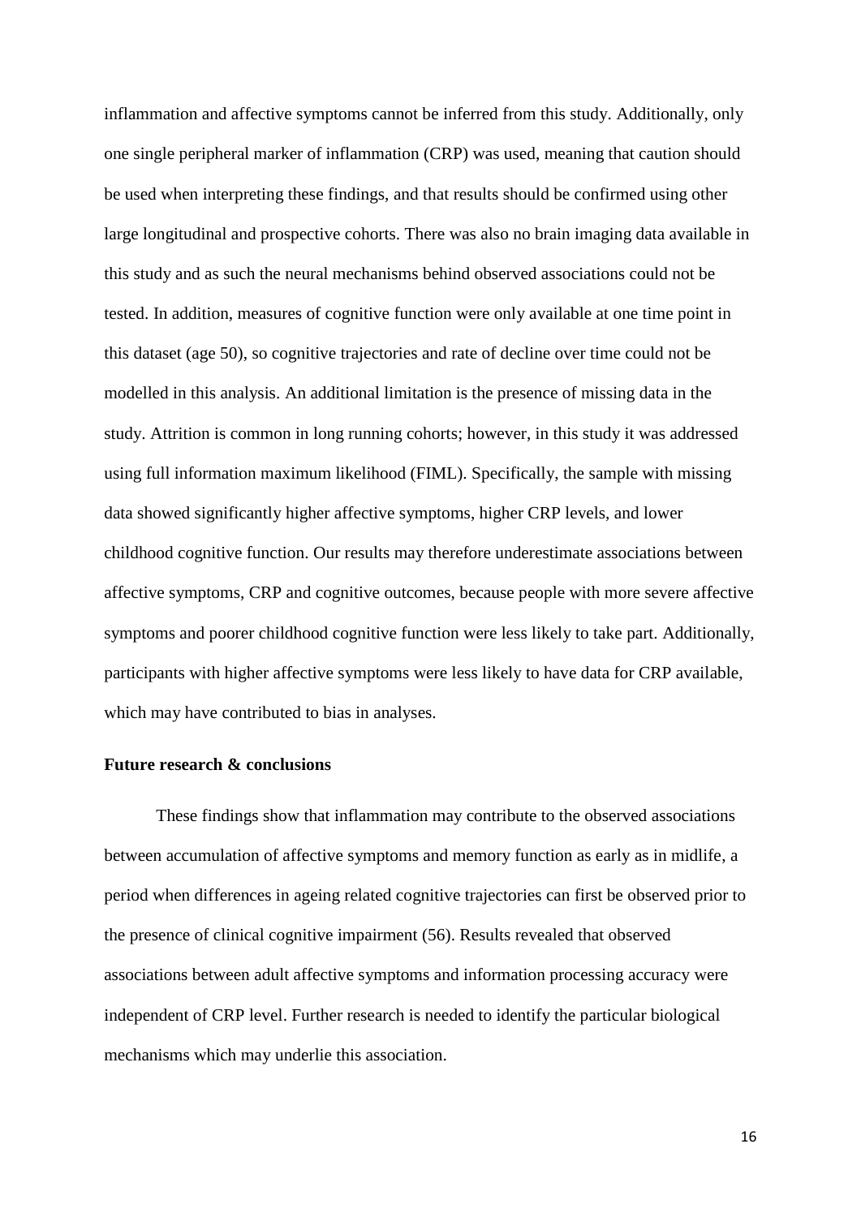inflammation and affective symptoms cannot be inferred from this study. Additionally, only one single peripheral marker of inflammation (CRP) was used, meaning that caution should be used when interpreting these findings, and that results should be confirmed using other large longitudinal and prospective cohorts. There was also no brain imaging data available in this study and as such the neural mechanisms behind observed associations could not be tested. In addition, measures of cognitive function were only available at one time point in this dataset (age 50), so cognitive trajectories and rate of decline over time could not be modelled in this analysis. An additional limitation is the presence of missing data in the study. Attrition is common in long running cohorts; however, in this study it was addressed using full information maximum likelihood (FIML). Specifically, the sample with missing data showed significantly higher affective symptoms, higher CRP levels, and lower childhood cognitive function. Our results may therefore underestimate associations between affective symptoms, CRP and cognitive outcomes, because people with more severe affective symptoms and poorer childhood cognitive function were less likely to take part. Additionally, participants with higher affective symptoms were less likely to have data for CRP available, which may have contributed to bias in analyses.

**Future research & conclusions**

These findings show that inflammation may contribute to the observed associations between accumulation of affective symptoms and memory function as early as in midlife, a period when differences in ageing related cognitive trajectories can first be observed prior to the presence of clinical cognitive impairment (56). Results revealed that observed associations between adult affective symptoms and information processing accuracy were independent of CRP level. Further research is needed to identify the particular biological mechanisms which may underlie this association.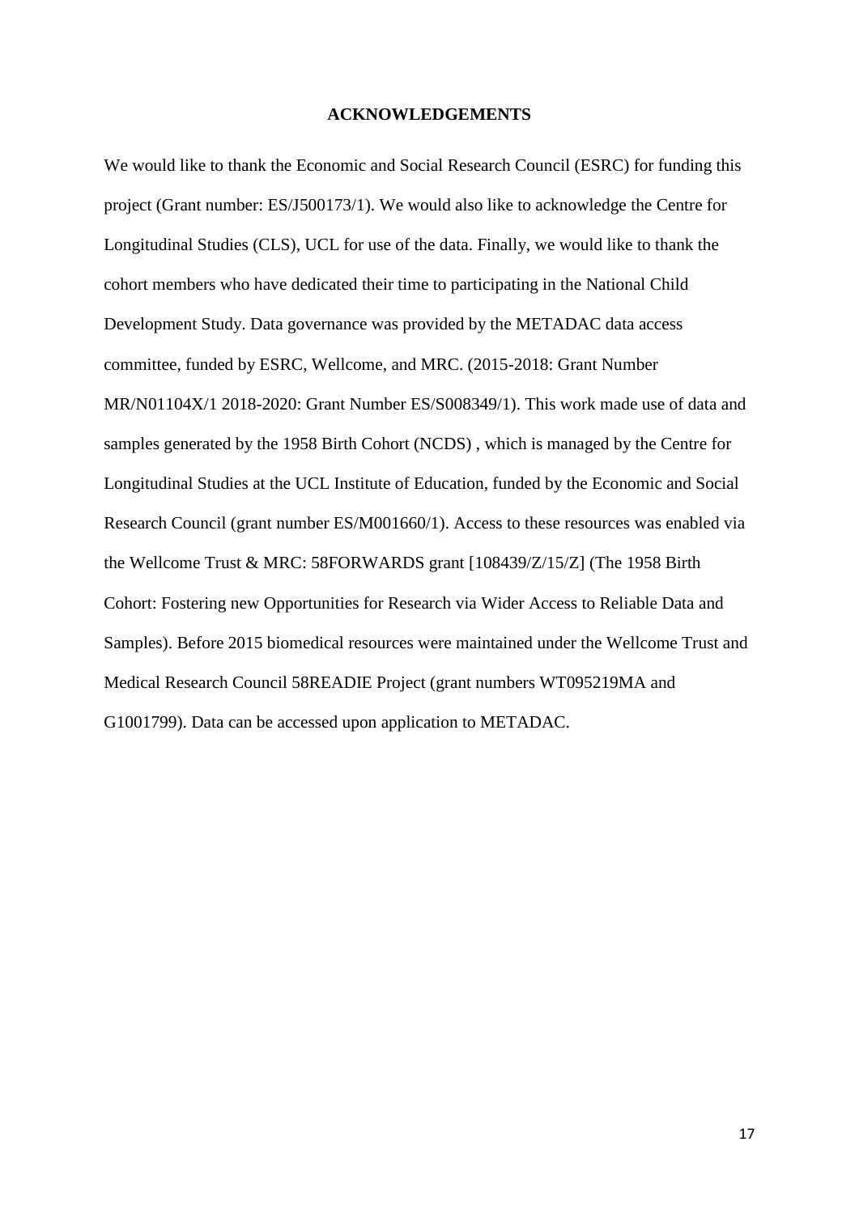## ACKNOWLEDGEMENTS

We would like to thank the Economic and Social Research Council (ESRC) for funding this project (Grant number: ES/J500173/1). We would also like to acknowledge the Centre for Longitudinal Studies (CLS), UCL for use of the data. Finally, we would like to thank the cohort members who have dedicated their time to participating in the National Child Development Study. Data governance was provided by the METADAC data access committee, funded by ESRC, Wellcome, and MRC. (2015-2018: Grant Number MR/N01104X/1 2018-2020: Grant Number ES/S008349/1). This work made use of data and samples generated by the 1958 Birth Cohort (NCDS) , which is managed by the Centre for Longitudinal Studies at the UCL Institute of Education, funded by the Economic and Social Research Council (grant number ES/M001660/1). Access to these resources was enabled via the Wellcome Trust & MRC: 58FORWARDS grant [108439/Z/15/Z] (The 1958 Birth Cohort: Fostering new Opportunities for Research via Wider Access to Reliable Data and Samples). Before 2015 biomedical resources were maintained under the Wellcome Trust and Medical Research Council 58READIE Project (grant numbers WT095219MA and G1001799). Data can be accessed upon application to METADAC.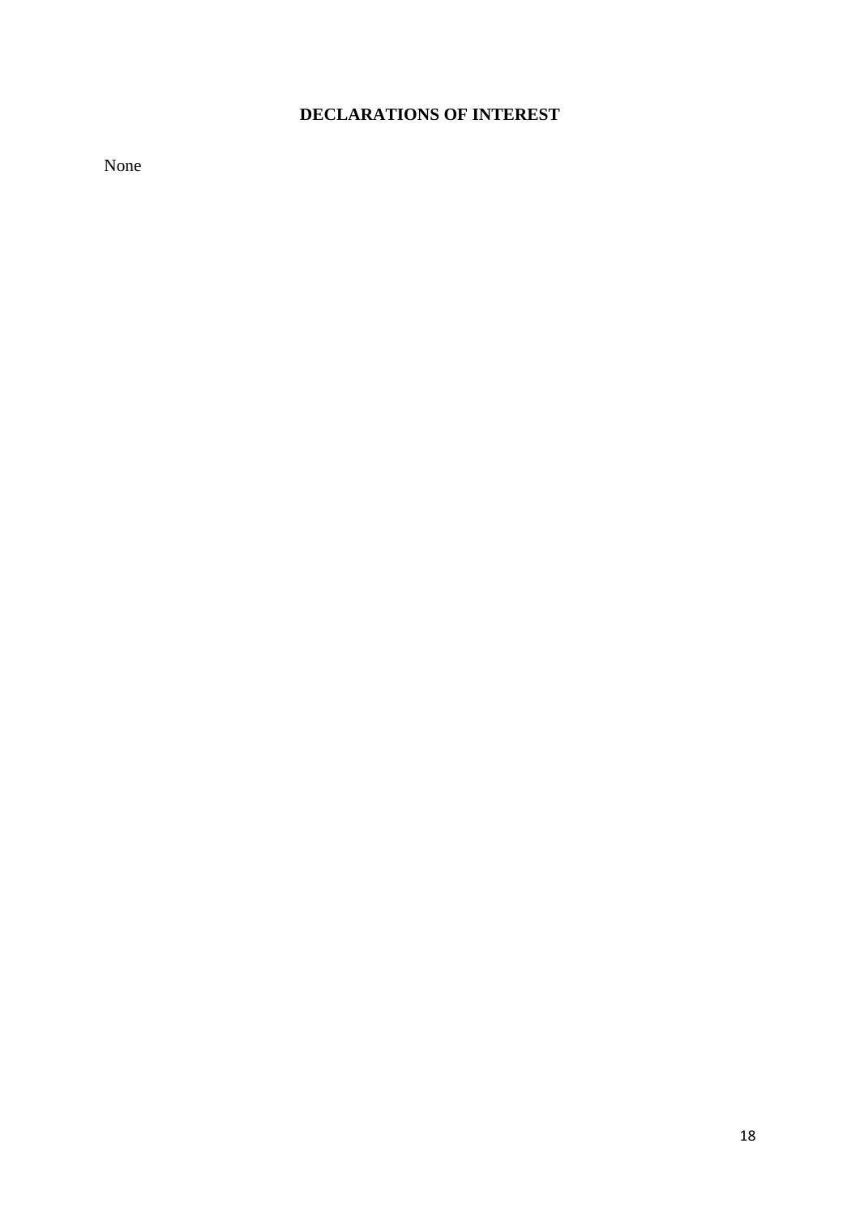## DECLARATIONS OF INTEREST

None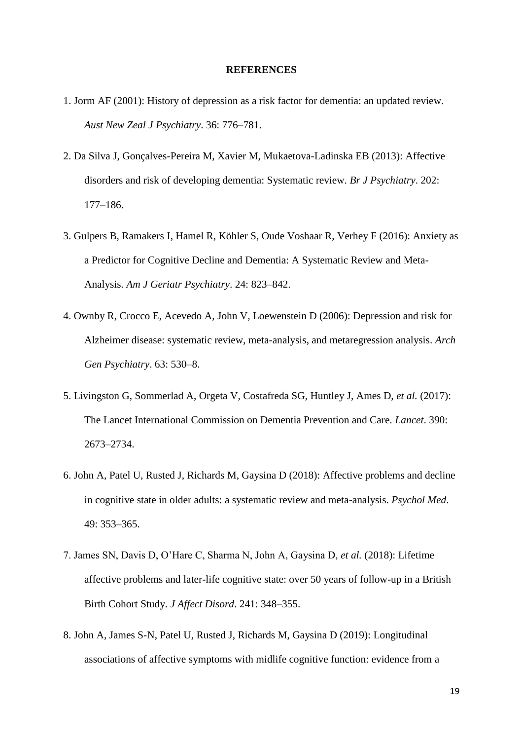**REFERENCES**

1. Jorm AF (2001): History of depression as a risk factor for dementia: an updated review. *Aust New Zeal J Psychiatry*. 36: 776–781.

2. Da Silva J, Gonçalves-Pereira M, Xavier M, Mukaetova-Ladinska EB (2013): Affective disorders and risk of developing dementia: Systematic review. *Br J Psychiatry*. 202: 177–186.

3. Gulpers B, Ramakers I, Hamel R, Köhler S, Oude Voshaar R, Verhey F (2016): Anxiety as a Predictor for Cognitive Decline and Dementia: A Systematic Review and Meta-Analysis. *Am J Geriatr Psychiatry*. 24: 823–842.

4. Ownby R, Crocco E, Acevedo A, John V, Loewenstein D (2006): Depression and risk for Alzheimer disease: systematic review, meta-analysis, and metaregression analysis. *Arch Gen Psychiatry*. 63: 530–8.

5. Livingston G, Sommerlad A, Orgeta V, Costafreda SG, Huntley J, Ames D, *et al.* (2017): The Lancet International Commission on Dementia Prevention and Care. *Lancet*. 390: 2673–2734.

6. John A, Patel U, Rusted J, Richards M, Gaysina D (2018): Affective problems and decline in cognitive state in older adults: a systematic review and meta-analysis. *Psychol Med*. 49: 353–365.

7. James SN, Davis D, O'Hare C, Sharma N, John A, Gaysina D, *et al.* (2018): Lifetime affective problems and later-life cognitive state: over 50 years of follow-up in a British Birth Cohort Study. *J Affect Disord*. 241: 348–355.

8. John A, James S-N, Patel U, Rusted J, Richards M, Gaysina D (2019): Longitudinal associations of affective symptoms with midlife cognitive function: evidence from a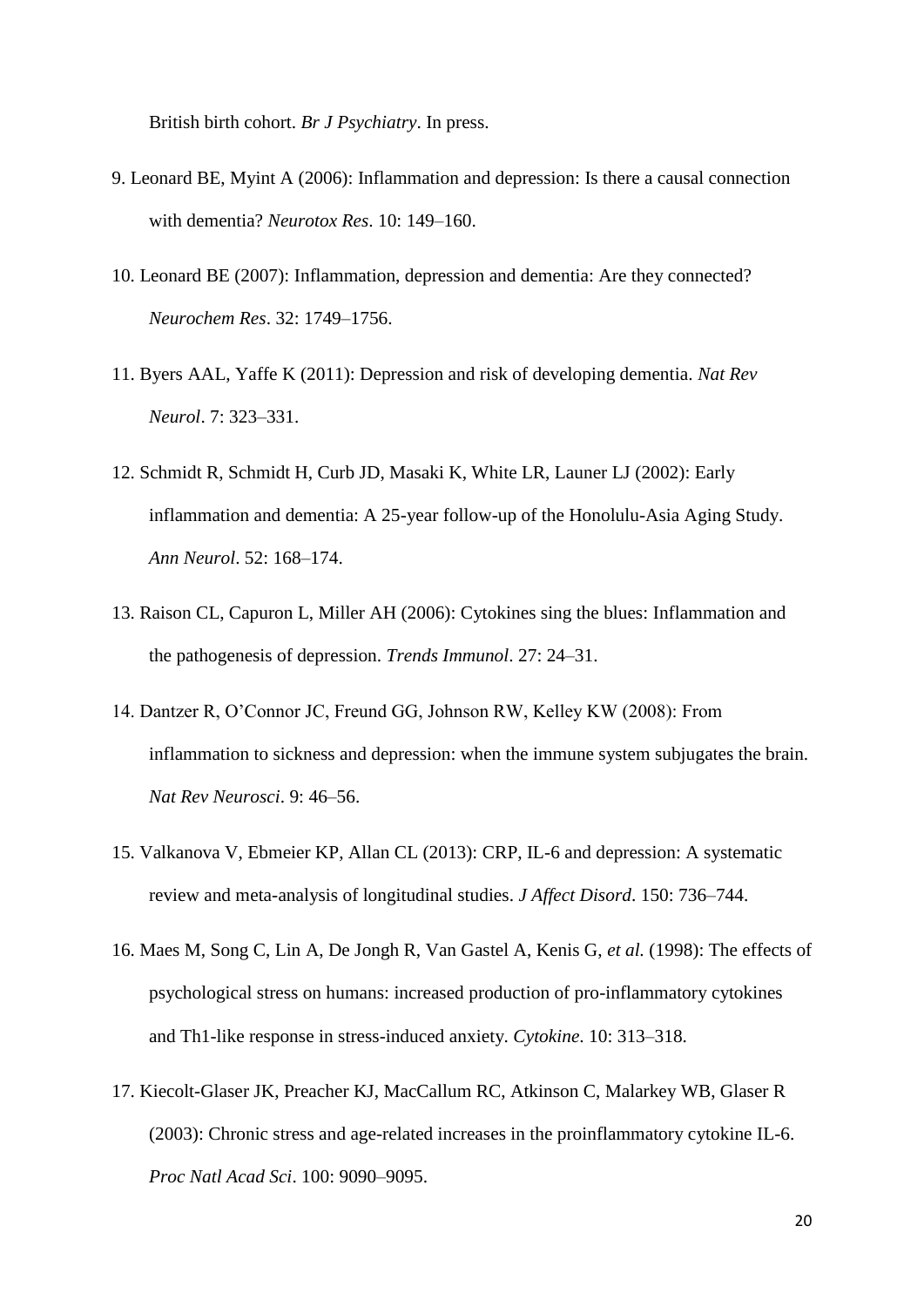British birth cohort. *Br J Psychiatry*. In press.

9. Leonard BE, Myint A (2006): Inflammation and depression: Is there a causal connection with dementia? *Neurotox Res*. 10: 149–160.

10. Leonard BE (2007): Inflammation, depression and dementia: Are they connected? *Neurochem Res*. 32: 1749–1756.

11. Byers AAL, Yaffe K (2011): Depression and risk of developing dementia. *Nat Rev Neurol*. 7: 323–331.

12. Schmidt R, Schmidt H, Curb JD, Masaki K, White LR, Launer LJ (2002): Early inflammation and dementia: A 25-year follow-up of the Honolulu-Asia Aging Study. *Ann Neurol*. 52: 168–174.

13. Raison CL, Capuron L, Miller AH (2006): Cytokines sing the blues: Inflammation and the pathogenesis of depression. *Trends Immunol*. 27: 24–31.

14. Dantzer R, O'Connor JC, Freund GG, Johnson RW, Kelley KW (2008): From inflammation to sickness and depression: when the immune system subjugates the brain. *Nat Rev Neurosci*. 9: 46–56.

15. Valkanova V, Ebmeier KP, Allan CL (2013): CRP, IL-6 and depression: A systematic review and meta-analysis of longitudinal studies. *J Affect Disord*. 150: 736–744.

16. Maes M, Song C, Lin A, De Jongh R, Van Gastel A, Kenis G, *et al.* (1998): The effects of psychological stress on humans: increased production of pro-inflammatory cytokines and Th1-like response in stress-induced anxiety. *Cytokine*. 10: 313–318.

17. Kiecolt-Glaser JK, Preacher KJ, MacCallum RC, Atkinson C, Malarkey WB, Glaser R (2003): Chronic stress and age-related increases in the proinflammatory cytokine IL-6. *Proc Natl Acad Sci*. 100: 9090–9095.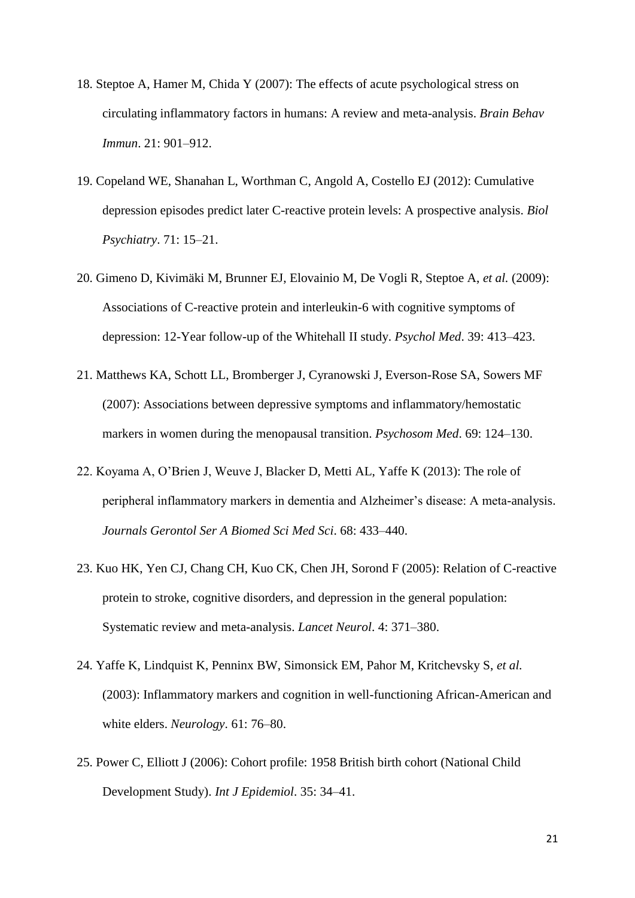18. Steptoe A, Hamer M, Chida Y (2007): The effects of acute psychological stress on circulating inflammatory factors in humans: A review and meta-analysis. *Brain Behav Immun*. 21: 901–912.

19. Copeland WE, Shanahan L, Worthman C, Angold A, Costello EJ (2012): Cumulative depression episodes predict later C-reactive protein levels: A prospective analysis. *Biol Psychiatry*. 71: 15–21.

20. Gimeno D, Kivimäki M, Brunner EJ, Elovainio M, De Vogli R, Steptoe A, *et al.* (2009): Associations of C-reactive protein and interleukin-6 with cognitive symptoms of depression: 12-Year follow-up of the Whitehall II study. *Psychol Med*. 39: 413–423.

21. Matthews KA, Schott LL, Bromberger J, Cyranowski J, Everson-Rose SA, Sowers MF (2007): Associations between depressive symptoms and inflammatory/hemostatic markers in women during the menopausal transition. *Psychosom Med*. 69: 124–130.

22. Koyama A, O'Brien J, Weuve J, Blacker D, Metti AL, Yaffe K (2013): The role of peripheral inflammatory markers in dementia and Alzheimer's disease: A meta-analysis. *Journals Gerontol Ser A Biomed Sci Med Sci*. 68: 433–440.

23. Kuo HK, Yen CJ, Chang CH, Kuo CK, Chen JH, Sorond F (2005): Relation of C-reactive protein to stroke, cognitive disorders, and depression in the general population: Systematic review and meta-analysis. *Lancet Neurol*. 4: 371–380.

24. Yaffe K, Lindquist K, Penninx BW, Simonsick EM, Pahor M, Kritchevsky S, *et al.* (2003): Inflammatory markers and cognition in well-functioning African-American and white elders. *Neurology*. 61: 76–80.

25. Power C, Elliott J (2006): Cohort profile: 1958 British birth cohort (National Child Development Study). *Int J Epidemiol*. 35: 34–41.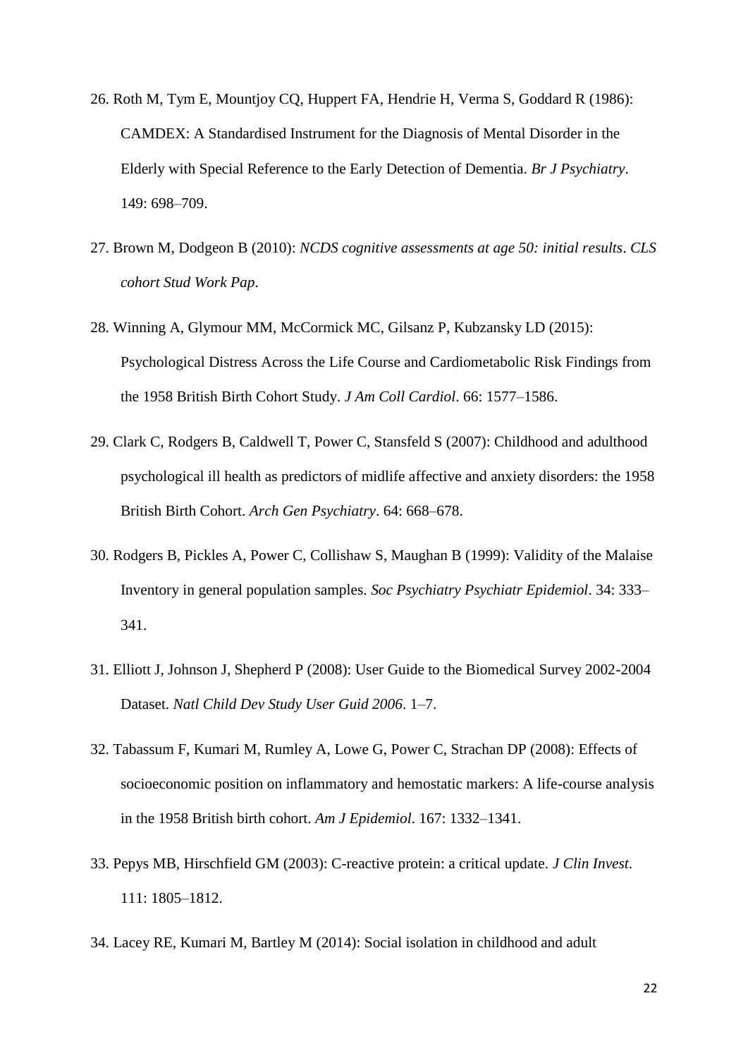26. Roth M, Tym E, Mountjoy CQ, Huppert FA, Hendrie H, Verma S, Goddard R (1986): CAMDEX: A Standardised Instrument for the Diagnosis of Mental Disorder in the Elderly with Special Reference to the Early Detection of Dementia. *Br J Psychiatry*. 149: 698–709.

27. Brown M, Dodgeon B (2010): *NCDS cognitive assessments at age 50: initial results*. *CLS cohort Stud Work Pap*.

28. Winning A, Glymour MM, McCormick MC, Gilsanz P, Kubzansky LD (2015): Psychological Distress Across the Life Course and Cardiometabolic Risk Findings from the 1958 British Birth Cohort Study. *J Am Coll Cardiol*. 66: 1577–1586.

29. Clark C, Rodgers B, Caldwell T, Power C, Stansfeld S (2007): Childhood and adulthood psychological ill health as predictors of midlife affective and anxiety disorders: the 1958 British Birth Cohort. *Arch Gen Psychiatry*. 64: 668–678.

30. Rodgers B, Pickles A, Power C, Collishaw S, Maughan B (1999): Validity of the Malaise Inventory in general population samples. *Soc Psychiatry Psychiatr Epidemiol*. 34: 333–341.

31. Elliott J, Johnson J, Shepherd P (2008): User Guide to the Biomedical Survey 2002-2004 Dataset. *Natl Child Dev Study User Guid 2006*. 1–7.

32. Tabassum F, Kumari M, Rumley A, Lowe G, Power C, Strachan DP (2008): Effects of socioeconomic position on inflammatory and hemostatic markers: A life-course analysis in the 1958 British birth cohort. *Am J Epidemiol*. 167: 1332–1341.

33. Pepys MB, Hirschfield GM (2003): C-reactive protein: a critical update. *J Clin Invest*. 111: 1805–1812.

34. Lacey RE, Kumari M, Bartley M (2014): Social isolation in childhood and adult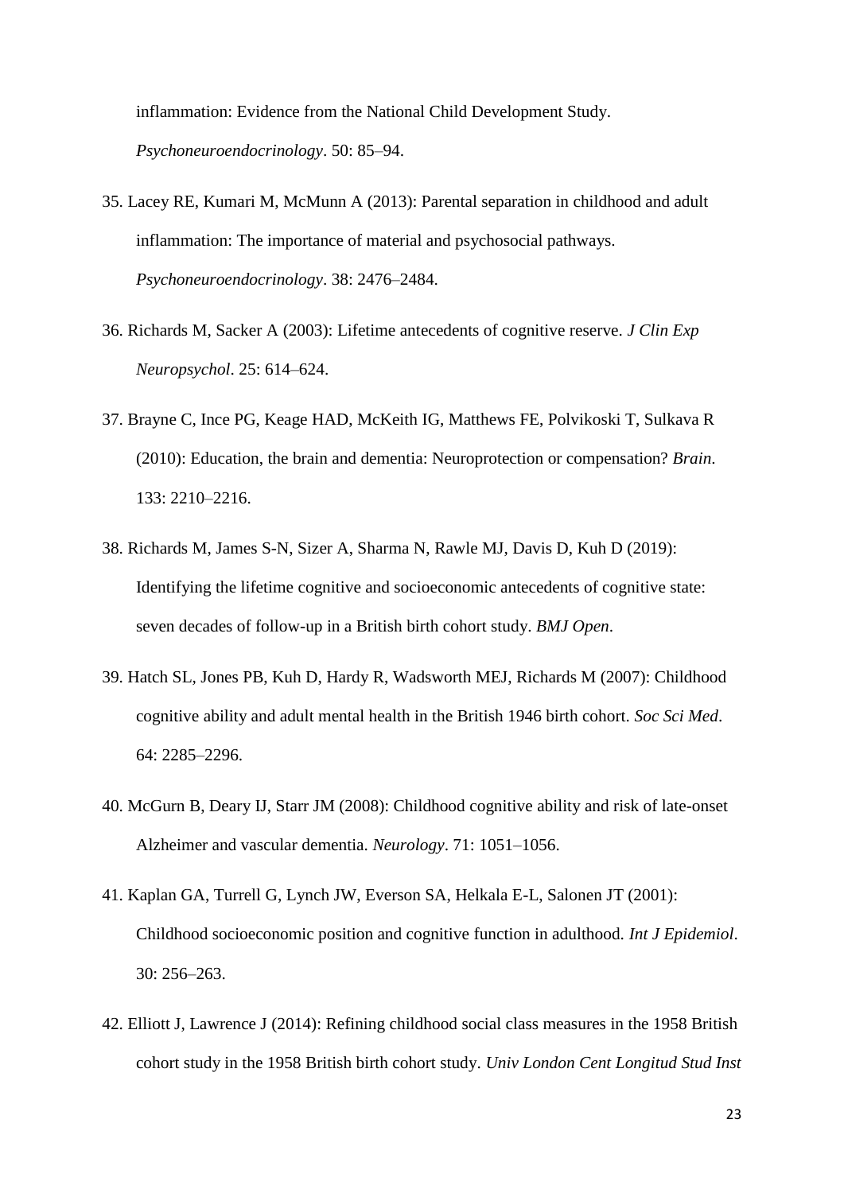inflammation: Evidence from the National Child Development Study. *Psychoneuroendocrinology*. 50: 85–94.

35. Lacey RE, Kumari M, McMunn A (2013): Parental separation in childhood and adult inflammation: The importance of material and psychosocial pathways. *Psychoneuroendocrinology*. 38: 2476–2484.

36. Richards M, Sacker A (2003): Lifetime antecedents of cognitive reserve. *J Clin Exp Neuropsychol*. 25: 614–624.

37. Brayne C, Ince PG, Keage HAD, McKeith IG, Matthews FE, Polvikoski T, Sulkava R (2010): Education, the brain and dementia: Neuroprotection or compensation? *Brain*. 133: 2210–2216.

38. Richards M, James S-N, Sizer A, Sharma N, Rawle MJ, Davis D, Kuh D (2019): Identifying the lifetime cognitive and socioeconomic antecedents of cognitive state: seven decades of follow-up in a British birth cohort study. *BMJ Open*.

39. Hatch SL, Jones PB, Kuh D, Hardy R, Wadsworth MEJ, Richards M (2007): Childhood cognitive ability and adult mental health in the British 1946 birth cohort. *Soc Sci Med*. 64: 2285–2296.

40. McGurn B, Deary IJ, Starr JM (2008): Childhood cognitive ability and risk of late-onset Alzheimer and vascular dementia. *Neurology*. 71: 1051–1056.

41. Kaplan GA, Turrell G, Lynch JW, Everson SA, Helkala E-L, Salonen JT (2001): Childhood socioeconomic position and cognitive function in adulthood. *Int J Epidemiol*. 30: 256–263.

42. Elliott J, Lawrence J (2014): Refining childhood social class measures in the 1958 British cohort study in the 1958 British birth cohort study. *Univ London Cent Longitud Stud Inst*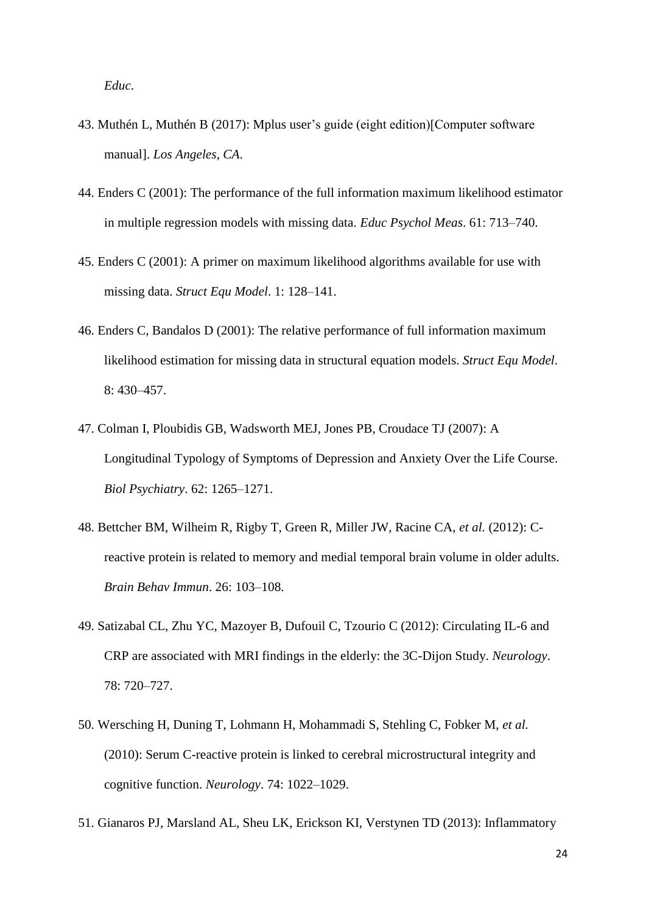*Educ*.

43. Muthén L, Muthén B (2017): Mplus user's guide (eight edition)[Computer software manual]. *Los Angeles, CA*.

44. Enders C (2001): The performance of the full information maximum likelihood estimator in multiple regression models with missing data. *Educ Psychol Meas*. 61: 713–740.

45. Enders C (2001): A primer on maximum likelihood algorithms available for use with missing data. *Struct Equ Model*. 1: 128–141.

46. Enders C, Bandalos D (2001): The relative performance of full information maximum likelihood estimation for missing data in structural equation models. *Struct Equ Model*. 8: 430–457.

47. Colman I, Ploubidis GB, Wadsworth MEJ, Jones PB, Croudace TJ (2007): A Longitudinal Typology of Symptoms of Depression and Anxiety Over the Life Course. *Biol Psychiatry*. 62: 1265–1271.

48. Bettcher BM, Wilheim R, Rigby T, Green R, Miller JW, Racine CA, *et al.* (2012): C-reactive protein is related to memory and medial temporal brain volume in older adults. *Brain Behav Immun*. 26: 103–108.

49. Satizabal CL, Zhu YC, Mazoyer B, Dufouil C, Tzourio C (2012): Circulating IL-6 and CRP are associated with MRI findings in the elderly: the 3C-Dijon Study. *Neurology*. 78: 720–727.

50. Wersching H, Duning T, Lohmann H, Mohammadi S, Stehling C, Fobker M, *et al.* (2010): Serum C-reactive protein is linked to cerebral microstructural integrity and cognitive function. *Neurology*. 74: 1022–1029.

51. Gianaros PJ, Marsland AL, Sheu LK, Erickson KI, Verstynen TD (2013): Inflammatory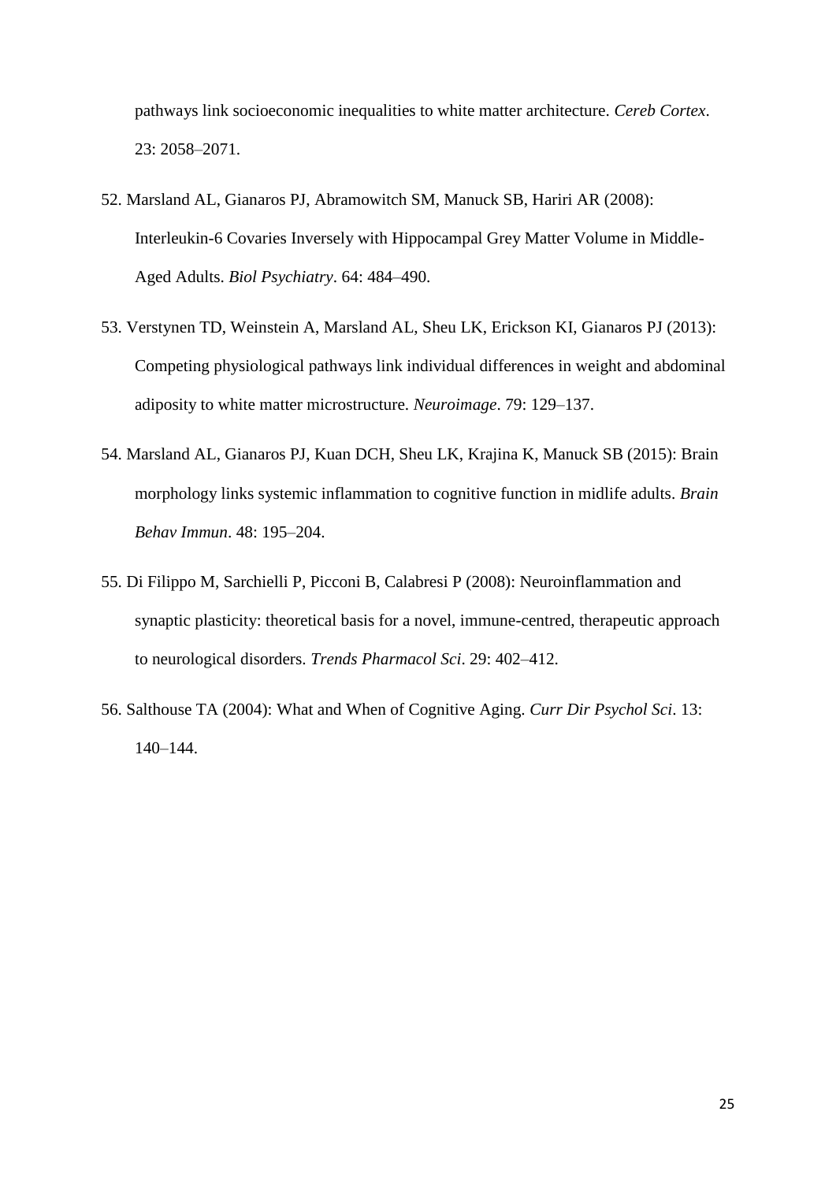pathways link socioeconomic inequalities to white matter architecture. *Cereb Cortex*. 23: 2058–2071.

52. Marsland AL, Gianaros PJ, Abramowitch SM, Manuck SB, Hariri AR (2008): Interleukin-6 Covaries Inversely with Hippocampal Grey Matter Volume in Middle-Aged Adults. *Biol Psychiatry*. 64: 484–490.

53. Verstynen TD, Weinstein A, Marsland AL, Sheu LK, Erickson KI, Gianaros PJ (2013): Competing physiological pathways link individual differences in weight and abdominal adiposity to white matter microstructure. *Neuroimage*. 79: 129–137.

54. Marsland AL, Gianaros PJ, Kuan DCH, Sheu LK, Krajina K, Manuck SB (2015): Brain morphology links systemic inflammation to cognitive function in midlife adults. *Brain Behav Immun*. 48: 195–204.

55. Di Filippo M, Sarchielli P, Picconi B, Calabresi P (2008): Neuroinflammation and synaptic plasticity: theoretical basis for a novel, immune-centred, therapeutic approach to neurological disorders. *Trends Pharmacol Sci*. 29: 402–412.

56. Salthouse TA (2004): What and When of Cognitive Aging. *Curr Dir Psychol Sci*. 13: 140–144.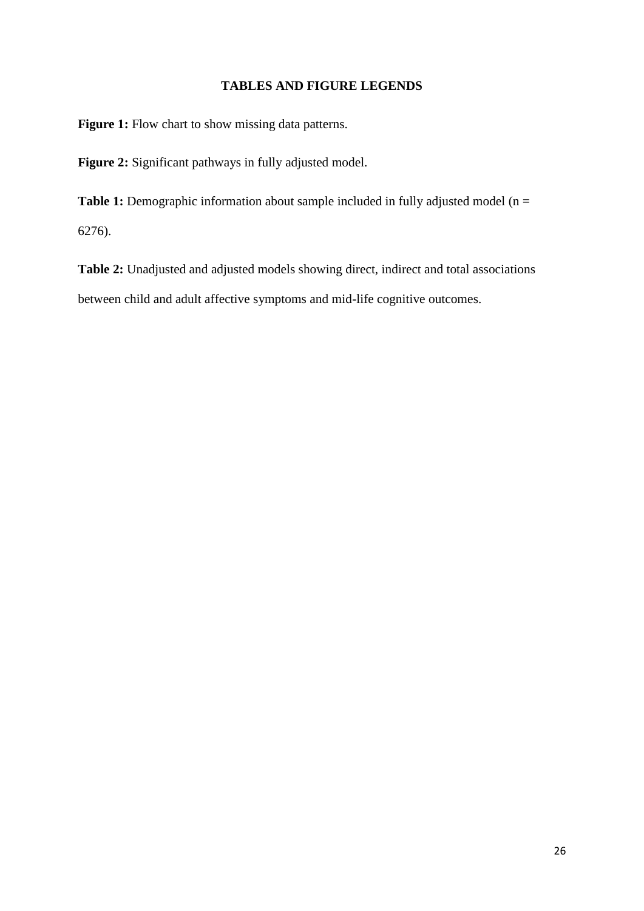## TABLES AND FIGURE LEGENDS

**Figure 1:** Flow chart to show missing data patterns.

**Figure 2:** Significant pathways in fully adjusted model.

**Table 1:** Demographic information about sample included in fully adjusted model (n = 6276).

**Table 2:** Unadjusted and adjusted models showing direct, indirect and total associations between child and adult affective symptoms and mid-life cognitive outcomes.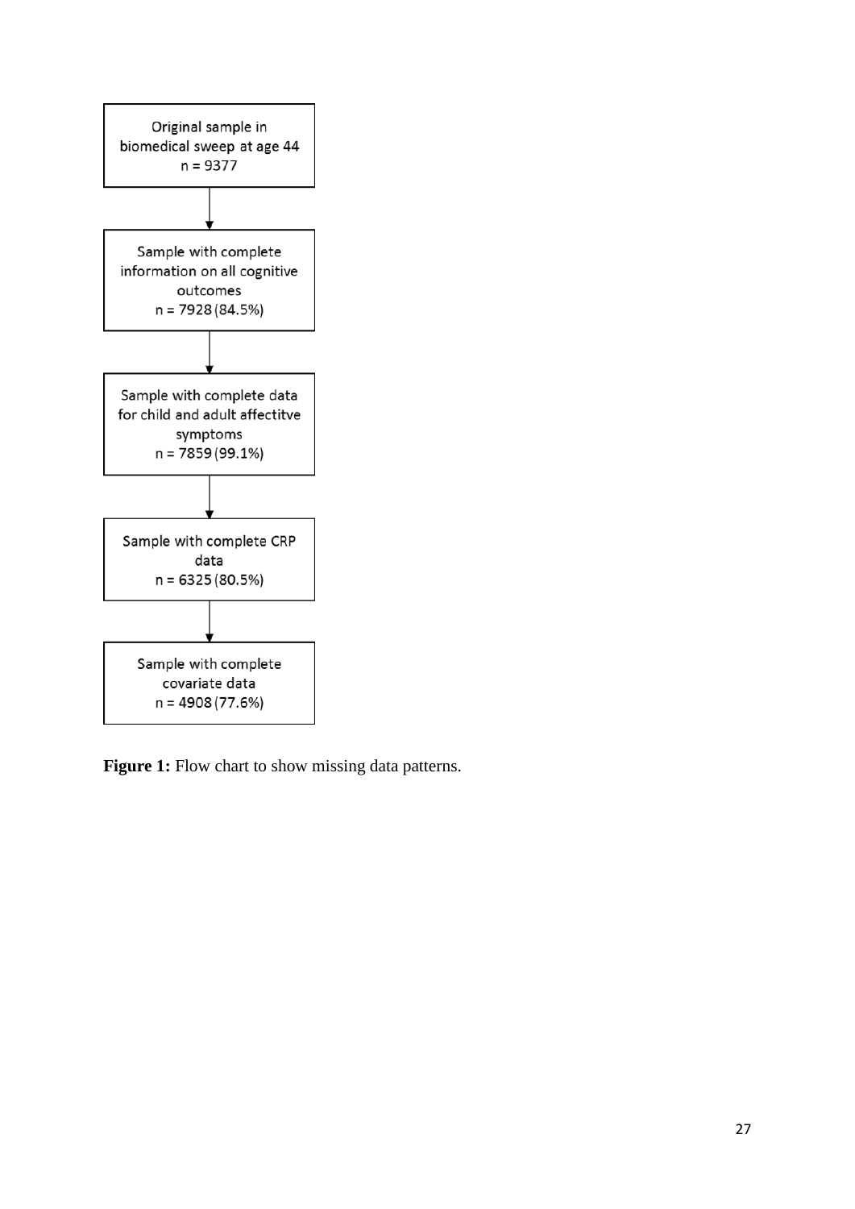Original sample in biomedical sweep at age 44
n = 9377

↓

Sample with complete information on all cognitive outcomes
n = 7928 (84.5%)

↓

Sample with complete data for child and adult affectitve symptoms
n = 7859 (99.1%)

↓

Sample with complete CRP data
n = 6325 (80.5%)

↓

Sample with complete covariate data
n = 4908 (77.6%)

**Figure 1:** Flow chart to show missing data patterns.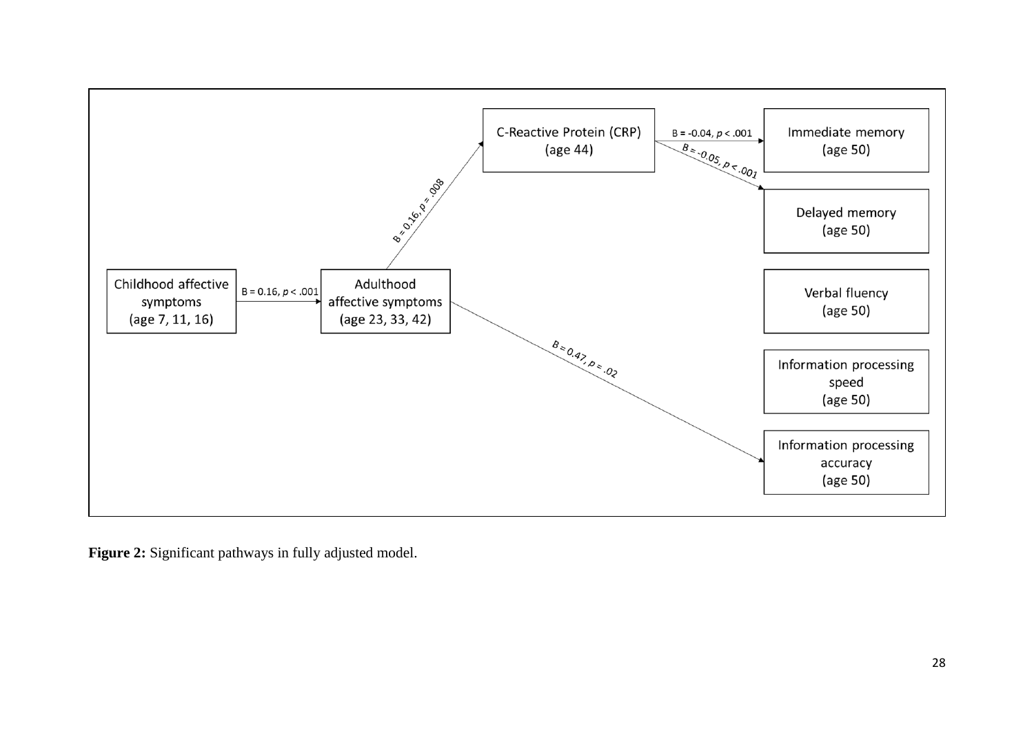Childhood affective symptoms (age 7, 11, 16) → Adulthood affective symptoms (age 23, 33, 42): B = 0.16, $p < .001$

Adulthood affective symptoms (age 23, 33, 42) → C-Reactive Protein (CRP) (age 44): B = 0.16, $p = .008$

Adulthood affective symptoms (age 23, 33, 42) → Information processing accuracy (age 50): B = 0.47, $p = .02$

C-Reactive Protein (CRP) (age 44) → Immediate memory (age 50): B = -0.04, $p < .001$

C-Reactive Protein (CRP) (age 44) → Delayed memory (age 50): B = -0.05, $p < .001$

Verbal fluency (age 50)

Information processing speed (age 50)

**Figure 2:** Significant pathways in fully adjusted model.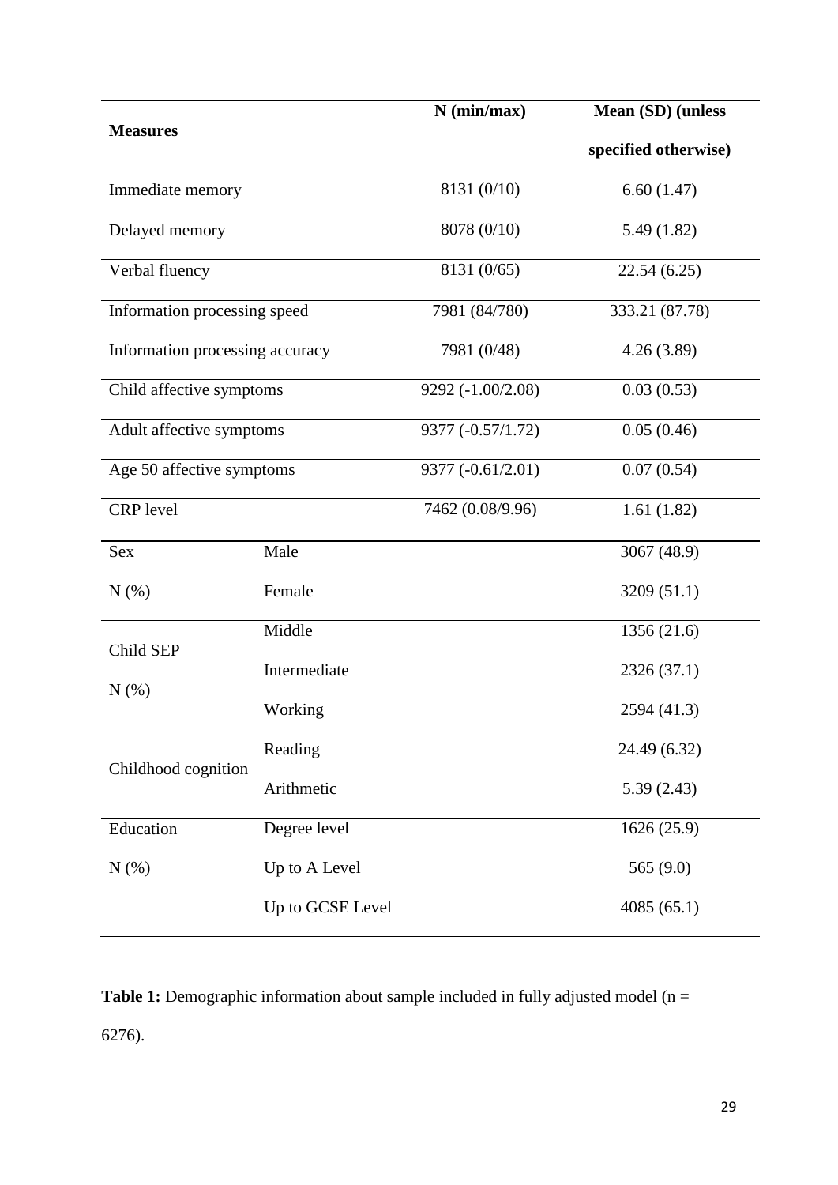| Measures | | N (min/max) | Mean (SD) (unless specified otherwise) |
|---|---|---|---|
| Immediate memory | | 8131 (0/10) | 6.60 (1.47) |
| Delayed memory | | 8078 (0/10) | 5.49 (1.82) |
| Verbal fluency | | 8131 (0/65) | 22.54 (6.25) |
| Information processing speed | | 7981 (84/780) | 333.21 (87.78) |
| Information processing accuracy | | 7981 (0/48) | 4.26 (3.89) |
| Child affective symptoms | | 9292 (-1.00/2.08) | 0.03 (0.53) |
| Adult affective symptoms | | 9377 (-0.57/1.72) | 0.05 (0.46) |
| Age 50 affective symptoms | | 9377 (-0.61/2.01) | 0.07 (0.54) |
| CRP level | | 7462 (0.08/9.96) | 1.61 (1.82) |
| Sex N (%) | Male | | 3067 (48.9) |
| | Female | | 3209 (51.1) |
| Child SEP N (%) | Middle | | 1356 (21.6) |
| | Intermediate | | 2326 (37.1) |
| | Working | | 2594 (41.3) |
| Childhood cognition | Reading | | 24.49 (6.32) |
| | Arithmetic | | 5.39 (2.43) |
| Education N (%) | Degree level | | 1626 (25.9) |
| | Up to A Level | | 565 (9.0) |
| | Up to GCSE Level | | 4085 (65.1) |

**Table 1:** Demographic information about sample included in fully adjusted model (n = 6276).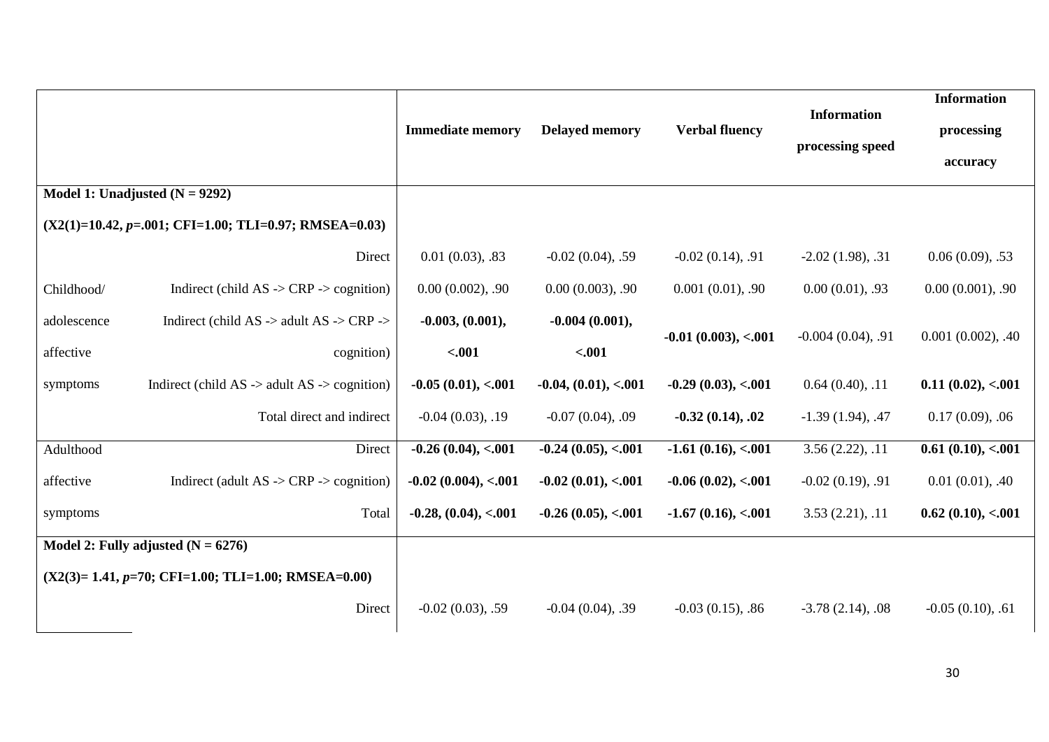| | | Immediate memory | Delayed memory | Verbal fluency | Information processing speed | Information processing accuracy |
|---|---|---|---|---|---|---|
| **Model 1: Unadjusted (N = 9292)** | | | | | | |
| **(X2(1)=10.42, *p*=.001; CFI=1.00; TLI=0.97; RMSEA=0.03)** | | | | | | |
| | Direct | 0.01 (0.03), .83 | -0.02 (0.04), .59 | -0.02 (0.14), .91 | -2.02 (1.98), .31 | 0.06 (0.09), .53 |
| Childhood/ adolescence affective symptoms | Indirect (child AS -> CRP -> cognition) | 0.00 (0.002), .90 | 0.00 (0.003), .90 | 0.001 (0.01), .90 | 0.00 (0.01), .93 | 0.00 (0.001), .90 |
| | Indirect (child AS -> adult AS -> CRP -> cognition) | **-0.003, (0.001), <.001** | **-0.004 (0.001), <.001** | **-0.01 (0.003), <.001** | -0.004 (0.04), .91 | 0.001 (0.002), .40 |
| | Indirect (child AS -> adult AS -> cognition) | **-0.05 (0.01), <.001** | **-0.04, (0.01), <.001** | **-0.29 (0.03), <.001** | 0.64 (0.40), .11 | **0.11 (0.02), <.001** |
| | Total direct and indirect | -0.04 (0.03), .19 | -0.07 (0.04), .09 | **-0.32 (0.14), .02** | -1.39 (1.94), .47 | 0.17 (0.09), .06 |
| Adulthood affective symptoms | Direct | **-0.26 (0.04), <.001** | **-0.24 (0.05), <.001** | **-1.61 (0.16), <.001** | 3.56 (2.22), .11 | **0.61 (0.10), <.001** |
| | Indirect (adult AS -> CRP -> cognition) | **-0.02 (0.004), <.001** | **-0.02 (0.01), <.001** | **-0.06 (0.02), <.001** | -0.02 (0.19), .91 | 0.01 (0.01), .40 |
| | Total | **-0.28, (0.04), <.001** | **-0.26 (0.05), <.001** | **-1.67 (0.16), <.001** | 3.53 (2.21), .11 | **0.62 (0.10), <.001** |
| **Model 2: Fully adjusted (N = 6276)** | | | | | | |
| **(X2(3)= 1.41, *p*=70; CFI=1.00; TLI=1.00; RMSEA=0.00)** | | | | | | |
| | Direct | -0.02 (0.03), .59 | -0.04 (0.04), .39 | -0.03 (0.15), .86 | -3.78 (2.14), .08 | -0.05 (0.10), .61 |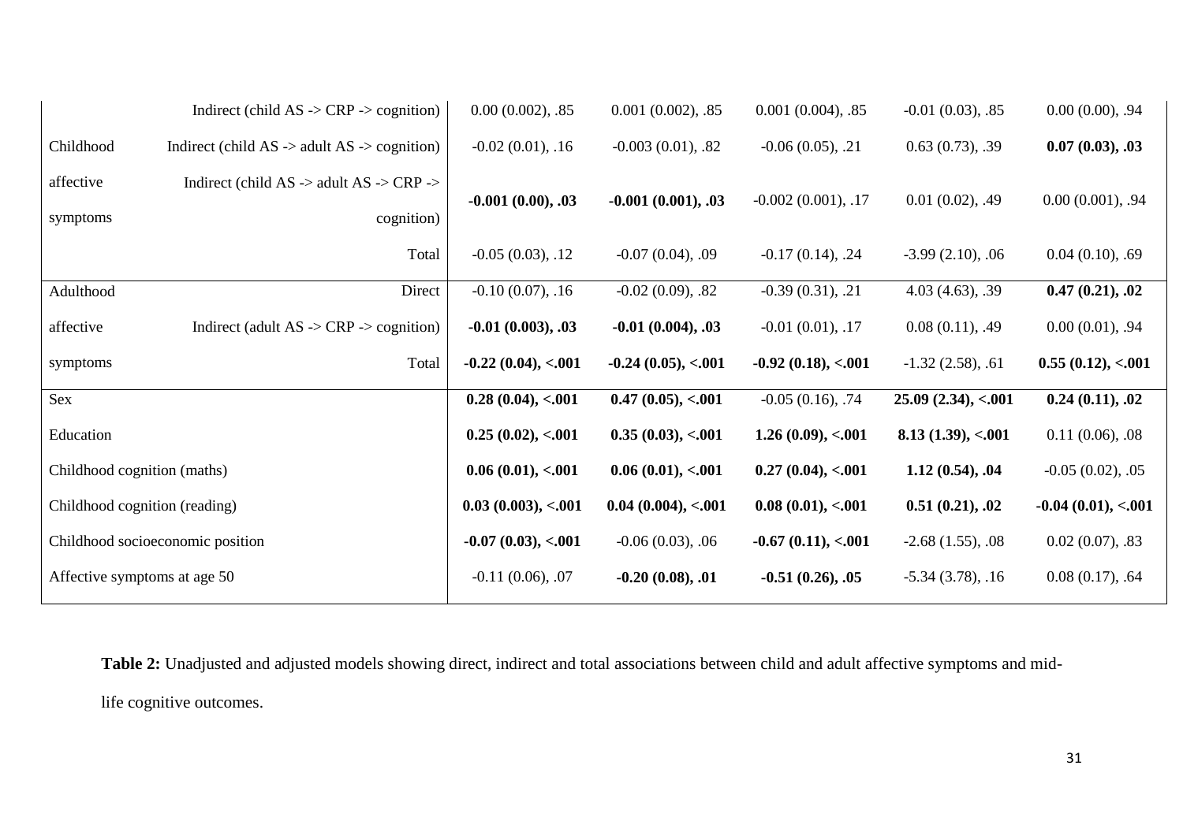| | | | | | | |
|---|---|---|---|---|---|---|
| | Indirect (child AS -> CRP -> cognition) | 0.00 (0.002), .85 | 0.001 (0.002), .85 | 0.001 (0.004), .85 | -0.01 (0.03), .85 | 0.00 (0.00), .94 |
| Childhood affective symptoms | Indirect (child AS -> adult AS -> cognition) | -0.02 (0.01), .16 | -0.003 (0.01), .82 | -0.06 (0.05), .21 | 0.63 (0.73), .39 | **0.07 (0.03), .03** |
| | Indirect (child AS -> adult AS -> CRP -> cognition) | **-0.001 (0.00), .03** | **-0.001 (0.001), .03** | -0.002 (0.001), .17 | 0.01 (0.02), .49 | 0.00 (0.001), .94 |
| | Total | -0.05 (0.03), .12 | -0.07 (0.04), .09 | -0.17 (0.14), .24 | -3.99 (2.10), .06 | 0.04 (0.10), .69 |
| Adulthood affective symptoms | Direct | -0.10 (0.07), .16 | -0.02 (0.09), .82 | -0.39 (0.31), .21 | 4.03 (4.63), .39 | **0.47 (0.21), .02** |
| | Indirect (adult AS -> CRP -> cognition) | **-0.01 (0.003), .03** | **-0.01 (0.004), .03** | -0.01 (0.01), .17 | 0.08 (0.11), .49 | 0.00 (0.01), .94 |
| | Total | **-0.22 (0.04), <.001** | **-0.24 (0.05), <.001** | **-0.92 (0.18), <.001** | -1.32 (2.58), .61 | **0.55 (0.12), <.001** |
| Sex | | **0.28 (0.04), <.001** | **0.47 (0.05), <.001** | -0.05 (0.16), .74 | **25.09 (2.34), <.001** | **0.24 (0.11), .02** |
| Education | | **0.25 (0.02), <.001** | **0.35 (0.03), <.001** | **1.26 (0.09), <.001** | **8.13 (1.39), <.001** | 0.11 (0.06), .08 |
| Childhood cognition (maths) | | **0.06 (0.01), <.001** | **0.06 (0.01), <.001** | **0.27 (0.04), <.001** | **1.12 (0.54), .04** | -0.05 (0.02), .05 |
| Childhood cognition (reading) | | **0.03 (0.003), <.001** | **0.04 (0.004), <.001** | **0.08 (0.01), <.001** | **0.51 (0.21), .02** | **-0.04 (0.01), <.001** |
| Childhood socioeconomic position | | **-0.07 (0.03), <.001** | -0.06 (0.03), .06 | **-0.67 (0.11), <.001** | -2.68 (1.55), .08 | 0.02 (0.07), .83 |
| Affective symptoms at age 50 | | -0.11 (0.06), .07 | **-0.20 (0.08), .01** | **-0.51 (0.26), .05** | -5.34 (3.78), .16 | 0.08 (0.17), .64 |

**Table 2:** Unadjusted and adjusted models showing direct, indirect and total associations between child and adult affective symptoms and mid-life cognitive outcomes.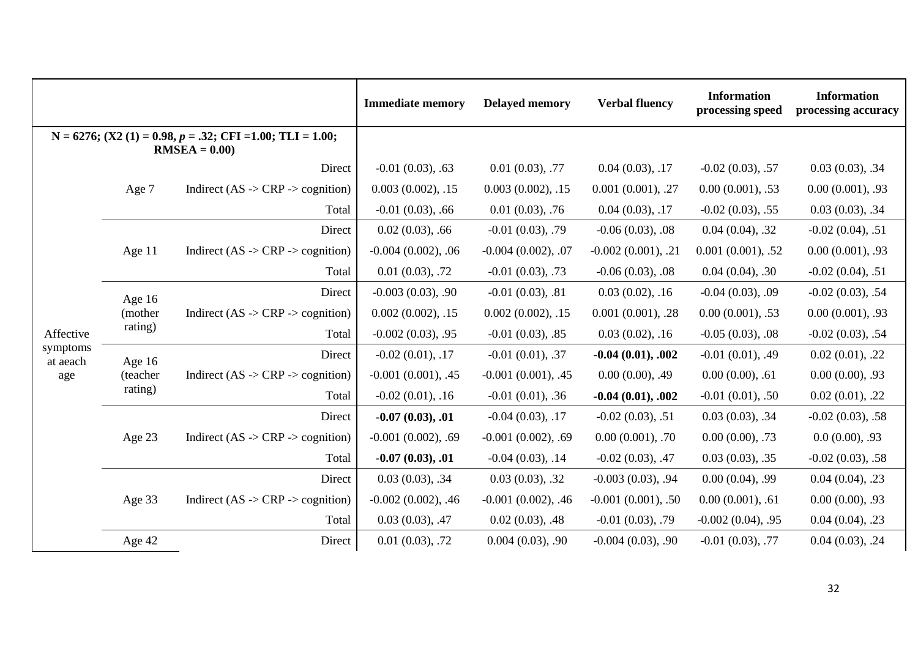| | | | Immediate memory | Delayed memory | Verbal fluency | Information processing speed | Information processing accuracy |
|---|---|---|---|---|---|---|---|
| **N = 6276; (X2 (1) = 0.98, *p* = .32; CFI =1.00; TLI = 1.00; RMSEA = 0.00)** | | | | | | | |
| Affective symptoms at aeach age | Age 7 | Direct | -0.01 (0.03), .63 | 0.01 (0.03), .77 | 0.04 (0.03), .17 | -0.02 (0.03), .57 | 0.03 (0.03), .34 |
| | | Indirect (AS -> CRP -> cognition) | 0.003 (0.002), .15 | 0.003 (0.002), .15 | 0.001 (0.001), .27 | 0.00 (0.001), .53 | 0.00 (0.001), .93 |
| | | Total | -0.01 (0.03), .66 | 0.01 (0.03), .76 | 0.04 (0.03), .17 | -0.02 (0.03), .55 | 0.03 (0.03), .34 |
| | Age 11 | Direct | 0.02 (0.03), .66 | -0.01 (0.03), .79 | -0.06 (0.03), .08 | 0.04 (0.04), .32 | -0.02 (0.04), .51 |
| | | Indirect (AS -> CRP -> cognition) | -0.004 (0.002), .06 | -0.004 (0.002), .07 | -0.002 (0.001), .21 | 0.001 (0.001), .52 | 0.00 (0.001), .93 |
| | | Total | 0.01 (0.03), .72 | -0.01 (0.03), .73 | -0.06 (0.03), .08 | 0.04 (0.04), .30 | -0.02 (0.04), .51 |
| | Age 16 (mother rating) | Direct | -0.003 (0.03), .90 | -0.01 (0.03), .81 | 0.03 (0.02), .16 | -0.04 (0.03), .09 | -0.02 (0.03), .54 |
| | | Indirect (AS -> CRP -> cognition) | 0.002 (0.002), .15 | 0.002 (0.002), .15 | 0.001 (0.001), .28 | 0.00 (0.001), .53 | 0.00 (0.001), .93 |
| | | Total | -0.002 (0.03), .95 | -0.01 (0.03), .85 | 0.03 (0.02), .16 | -0.05 (0.03), .08 | -0.02 (0.03), .54 |
| | Age 16 (teacher rating) | Direct | -0.02 (0.01), .17 | -0.01 (0.01), .37 | **-0.04 (0.01), .002** | -0.01 (0.01), .49 | 0.02 (0.01), .22 |
| | | Indirect (AS -> CRP -> cognition) | -0.001 (0.001), .45 | -0.001 (0.001), .45 | 0.00 (0.00), .49 | 0.00 (0.00), .61 | 0.00 (0.00), .93 |
| | | Total | -0.02 (0.01), .16 | -0.01 (0.01), .36 | **-0.04 (0.01), .002** | -0.01 (0.01), .50 | 0.02 (0.01), .22 |
| | Age 23 | Direct | **-0.07 (0.03), .01** | -0.04 (0.03), .17 | -0.02 (0.03), .51 | 0.03 (0.03), .34 | -0.02 (0.03), .58 |
| | | Indirect (AS -> CRP -> cognition) | -0.001 (0.002), .69 | -0.001 (0.002), .69 | 0.00 (0.001), .70 | 0.00 (0.00), .73 | 0.0 (0.00), .93 |
| | | Total | **-0.07 (0.03), .01** | -0.04 (0.03), .14 | -0.02 (0.03), .47 | 0.03 (0.03), .35 | -0.02 (0.03), .58 |
| | Age 33 | Direct | 0.03 (0.03), .34 | 0.03 (0.03), .32 | -0.003 (0.03), .94 | 0.00 (0.04), .99 | 0.04 (0.04), .23 |
| | | Indirect (AS -> CRP -> cognition) | -0.002 (0.002), .46 | -0.001 (0.002), .46 | -0.001 (0.001), .50 | 0.00 (0.001), .61 | 0.00 (0.00), .93 |
| | | Total | 0.03 (0.03), .47 | 0.02 (0.03), .48 | -0.01 (0.03), .79 | -0.002 (0.04), .95 | 0.04 (0.04), .23 |
| | Age 42 | Direct | 0.01 (0.03), .72 | 0.004 (0.03), .90 | -0.004 (0.03), .90 | -0.01 (0.03), .77 | 0.04 (0.03), .24 |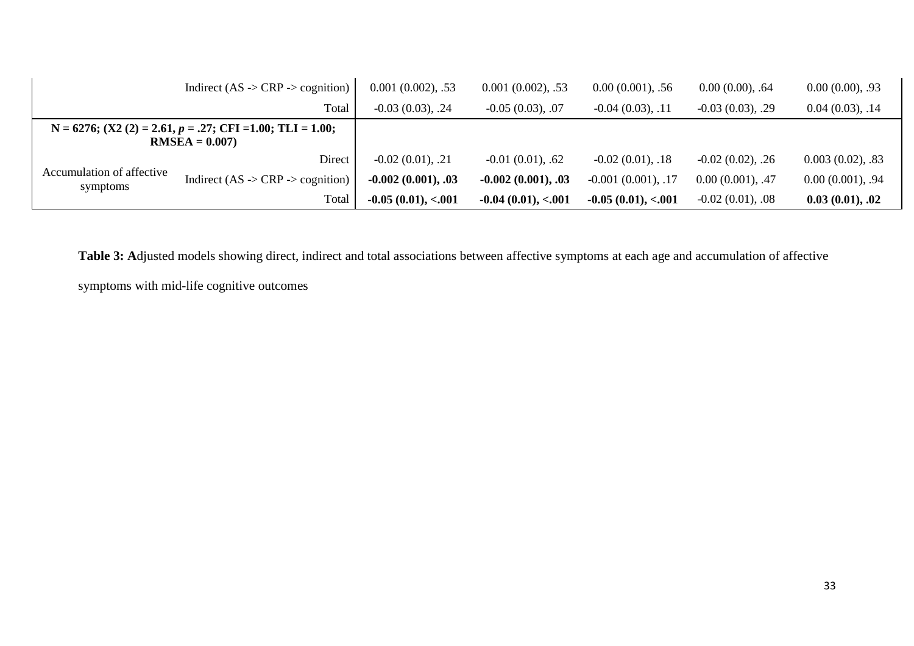| | | | | | | |
|---|---|---|---|---|---|---|
| | Indirect (AS -> CRP -> cognition) | 0.001 (0.002), .53 | 0.001 (0.002), .53 | 0.00 (0.001), .56 | 0.00 (0.00), .64 | 0.00 (0.00), .93 |
| | Total | -0.03 (0.03), .24 | -0.05 (0.03), .07 | -0.04 (0.03), .11 | -0.03 (0.03), .29 | 0.04 (0.03), .14 |
| **N = 6276; (X2 (2) = 2.61, *p* = .27; CFI =1.00; TLI = 1.00; RMSEA = 0.007)** | | | | | | |
| Accumulation of affective symptoms | Direct | -0.02 (0.01), .21 | -0.01 (0.01), .62 | -0.02 (0.01), .18 | -0.02 (0.02), .26 | 0.003 (0.02), .83 |
| | Indirect (AS -> CRP -> cognition) | **-0.002 (0.001), .03** | **-0.002 (0.001), .03** | -0.001 (0.001), .17 | 0.00 (0.001), .47 | 0.00 (0.001), .94 |
| | Total | **-0.05 (0.01), <.001** | **-0.04 (0.01), <.001** | **-0.05 (0.01), <.001** | -0.02 (0.01), .08 | **0.03 (0.01), .02** |

**Table 3: A**djusted models showing direct, indirect and total associations between affective symptoms at each age and accumulation of affective symptoms with mid-life cognitive outcomes